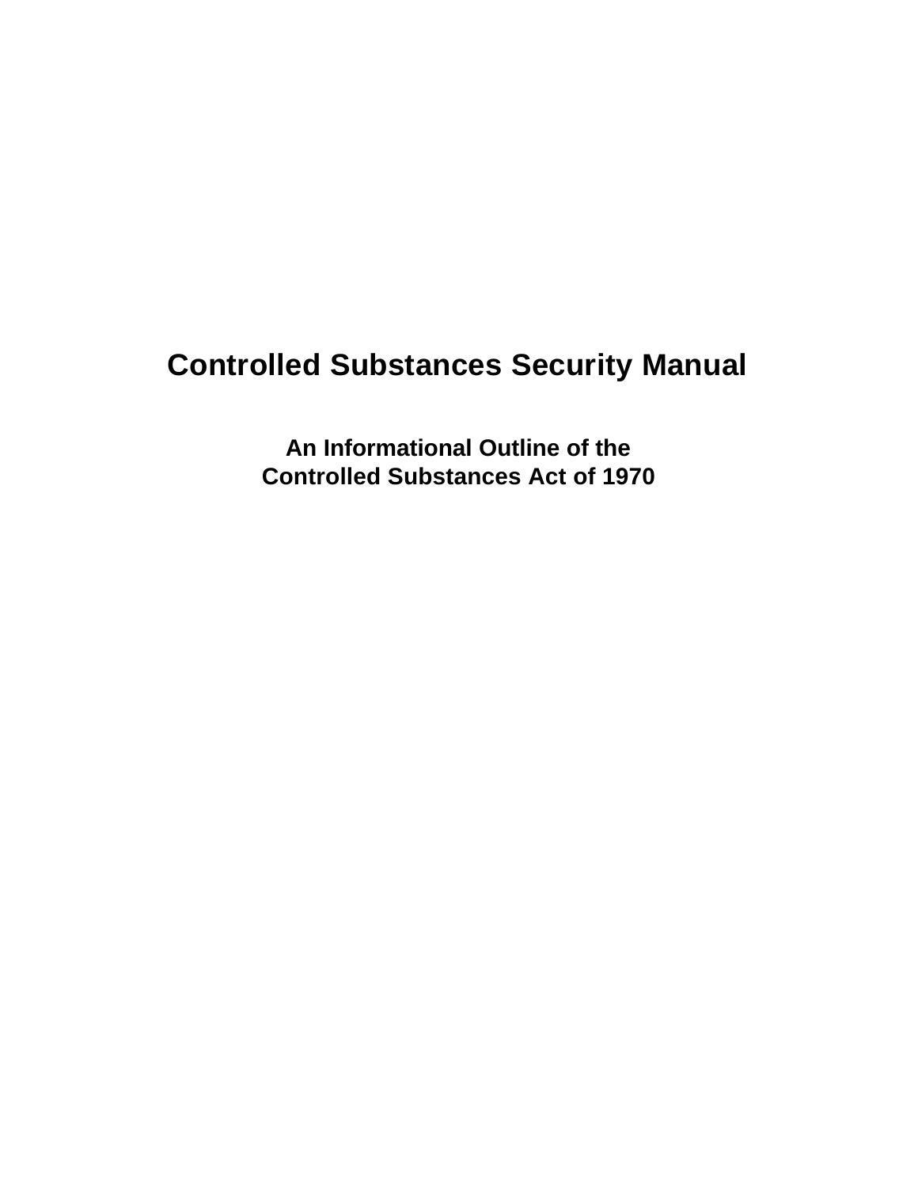# Controlled Substances Security Manual

## An Informational Outline of the Controlled Substances Act of 1970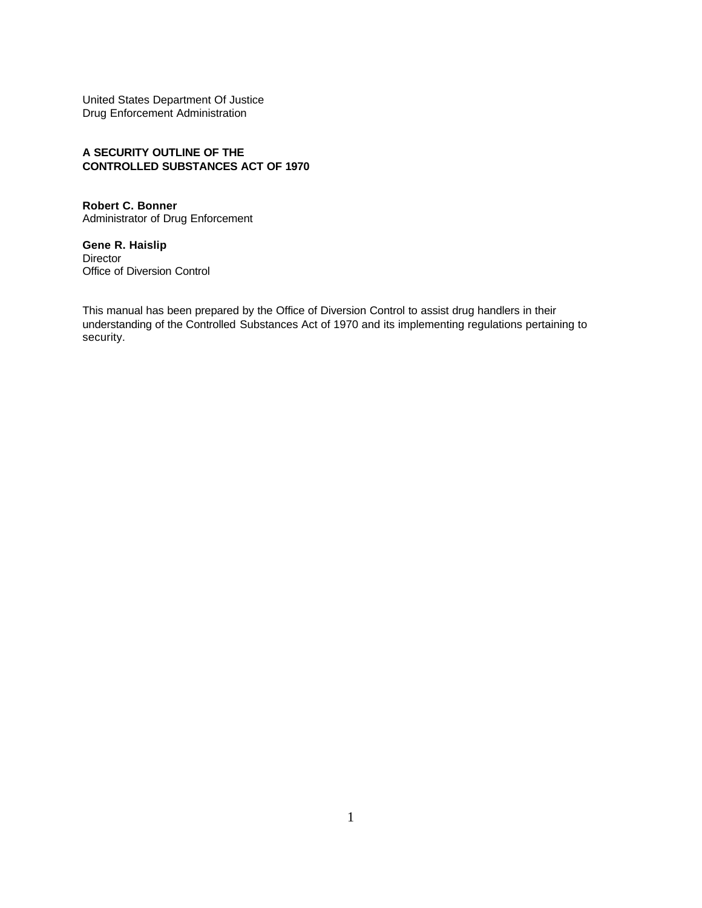United States Department Of Justice
Drug Enforcement Administration

**A SECURITY OUTLINE OF THE CONTROLLED SUBSTANCES ACT OF 1970**

**Robert C. Bonner**
Administrator of Drug Enforcement

**Gene R. Haislip**
Director
Office of Diversion Control

This manual has been prepared by the Office of Diversion Control to assist drug handlers in their understanding of the Controlled Substances Act of 1970 and its implementing regulations pertaining to security.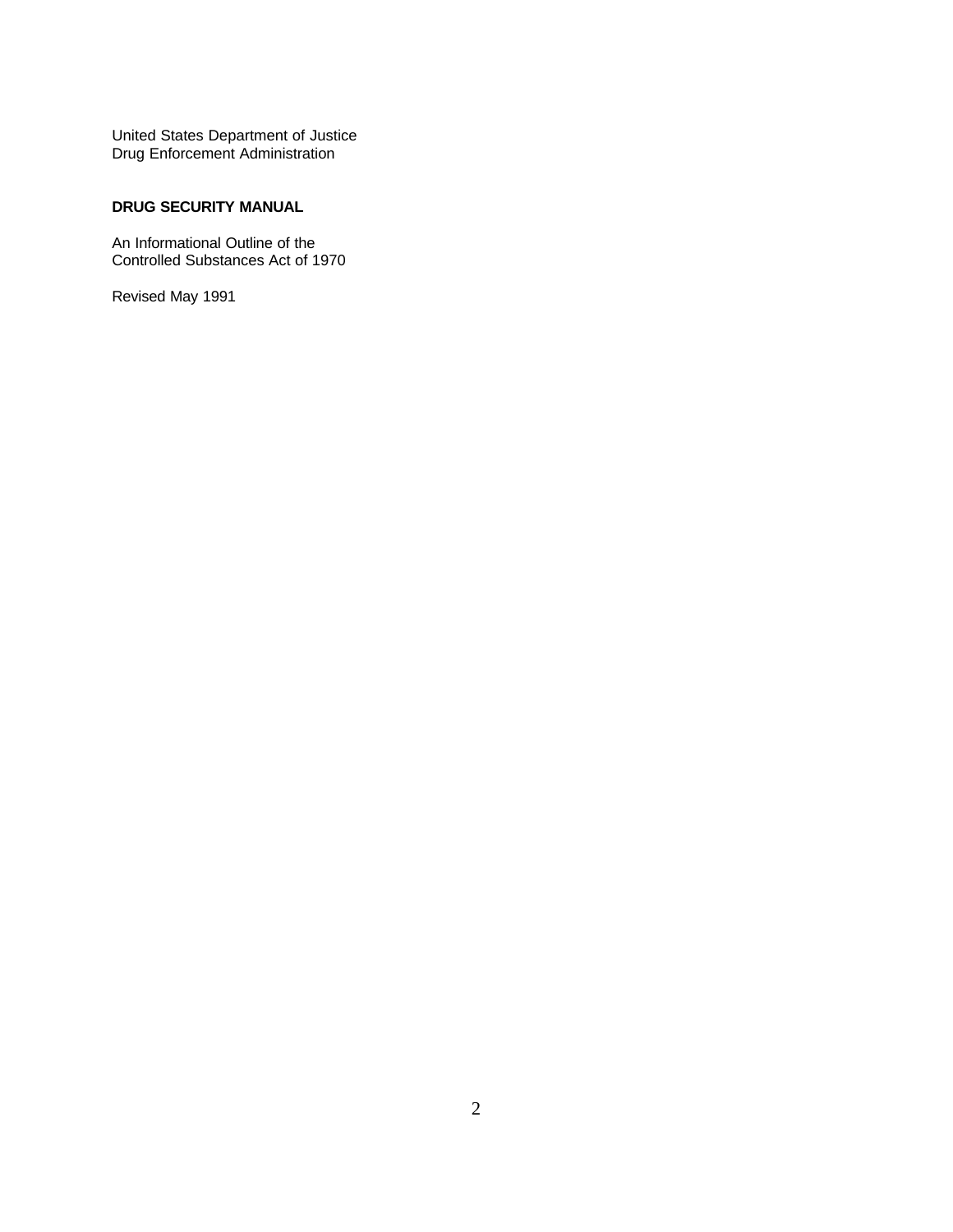United States Department of Justice
Drug Enforcement Administration

**DRUG SECURITY MANUAL**

An Informational Outline of the
Controlled Substances Act of 1970

Revised May 1991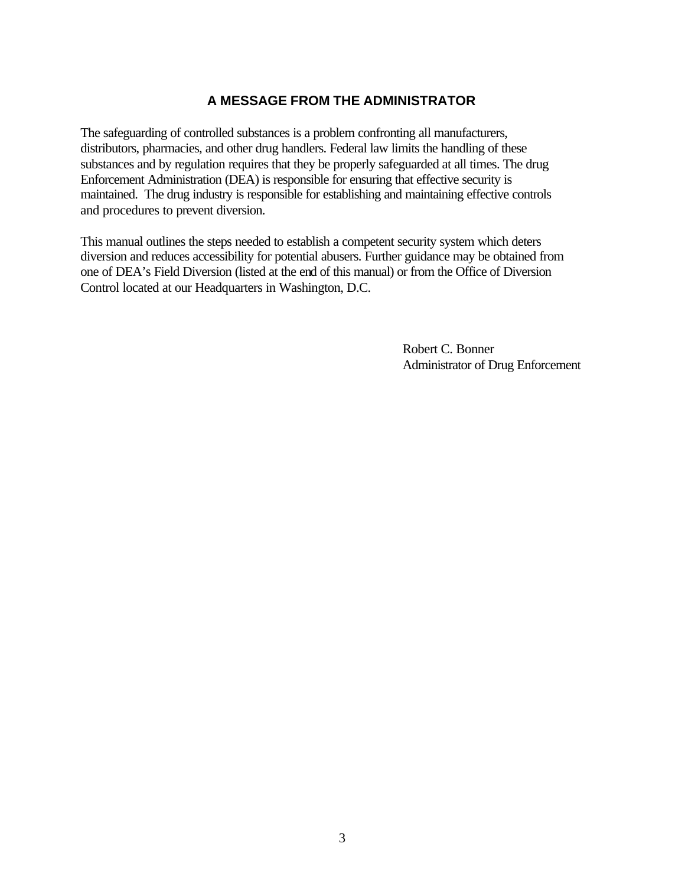## A MESSAGE FROM THE ADMINISTRATOR

The safeguarding of controlled substances is a problem confronting all manufacturers, distributors, pharmacies, and other drug handlers. Federal law limits the handling of these substances and by regulation requires that they be properly safeguarded at all times. The drug Enforcement Administration (DEA) is responsible for ensuring that effective security is maintained. The drug industry is responsible for establishing and maintaining effective controls and procedures to prevent diversion.

This manual outlines the steps needed to establish a competent security system which deters diversion and reduces accessibility for potential abusers. Further guidance may be obtained from one of DEA's Field Diversion (listed at the end of this manual) or from the Office of Diversion Control located at our Headquarters in Washington, D.C.

Robert C. Bonner
Administrator of Drug Enforcement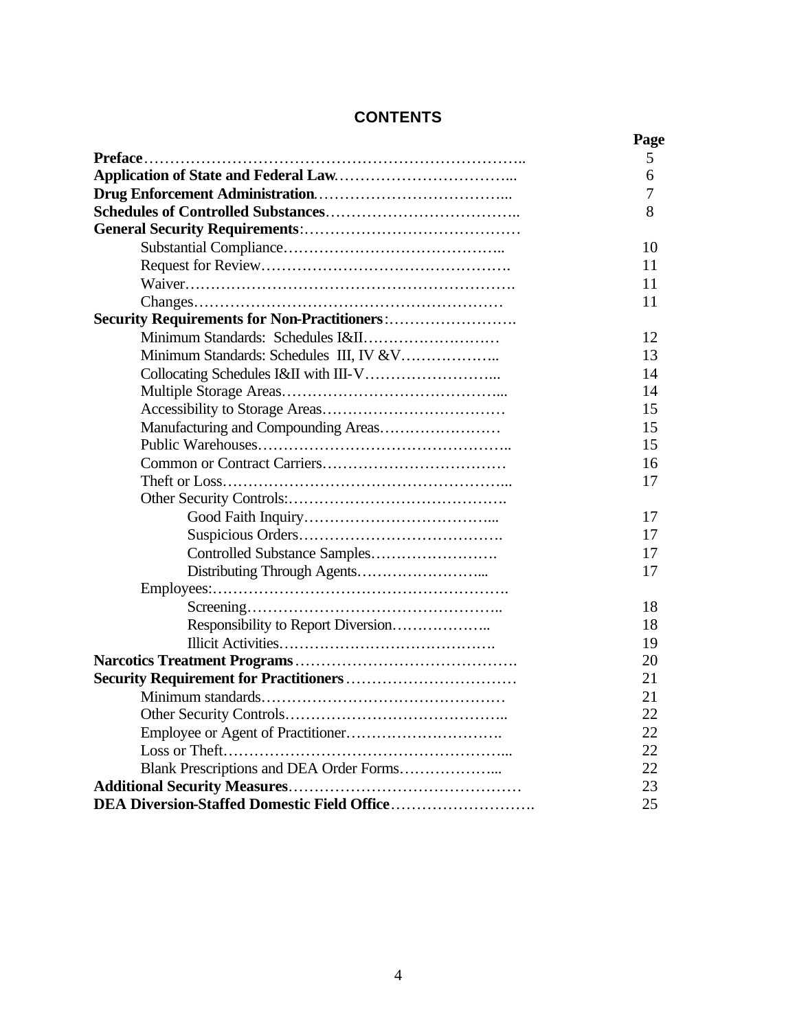# CONTENTS

| | Page |
|---|---|
| **Preface** | 5 |
| **Application of State and Federal Law** | 6 |
| **Drug Enforcement Administration** | 7 |
| **Schedules of Controlled Substances** | 8 |
| **General Security Requirements**: | |
| Substantial Compliance | 10 |
| Request for Review | 11 |
| Waiver | 11 |
| Changes | 11 |
| **Security Requirements for Non-Practitioners**: | |
| Minimum Standards: Schedules I&II | 12 |
| Minimum Standards: Schedules III, IV &V | 13 |
| Collocating Schedules I&II with III-V | 14 |
| Multiple Storage Areas | 14 |
| Accessibility to Storage Areas | 15 |
| Manufacturing and Compounding Areas | 15 |
| Public Warehouses | 15 |
| Common or Contract Carriers | 16 |
| Theft or Loss | 17 |
| Other Security Controls: | |
| Good Faith Inquiry | 17 |
| Suspicious Orders | 17 |
| Controlled Substance Samples | 17 |
| Distributing Through Agents | 17 |
| Employees: | |
| Screening | 18 |
| Responsibility to Report Diversion | 18 |
| Illicit Activities | 19 |
| **Narcotics Treatment Programs** | 20 |
| **Security Requirement for Practitioners** | 21 |
| Minimum standards | 21 |
| Other Security Controls | 22 |
| Employee or Agent of Practitioner | 22 |
| Loss or Theft | 22 |
| Blank Prescriptions and DEA Order Forms | 22 |
| **Additional Security Measures** | 23 |
| **DEA Diversion-Staffed Domestic Field Office** | 25 |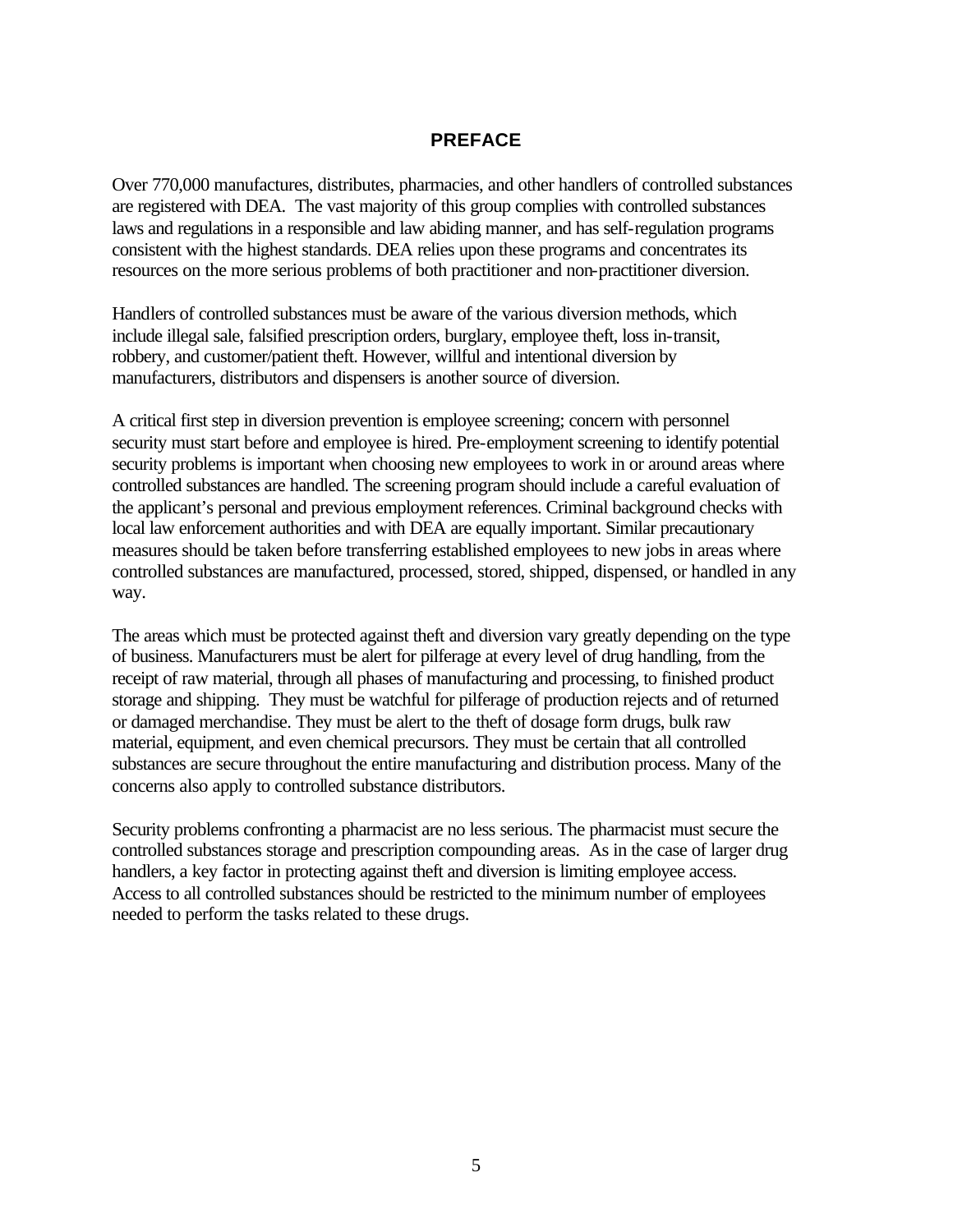# PREFACE

Over 770,000 manufactures, distributes, pharmacies, and other handlers of controlled substances are registered with DEA. The vast majority of this group complies with controlled substances laws and regulations in a responsible and law abiding manner, and has self-regulation programs consistent with the highest standards. DEA relies upon these programs and concentrates its resources on the more serious problems of both practitioner and non-practitioner diversion.

Handlers of controlled substances must be aware of the various diversion methods, which include illegal sale, falsified prescription orders, burglary, employee theft, loss in-transit, robbery, and customer/patient theft. However, willful and intentional diversion by manufacturers, distributors and dispensers is another source of diversion.

A critical first step in diversion prevention is employee screening; concern with personnel security must start before and employee is hired. Pre-employment screening to identify potential security problems is important when choosing new employees to work in or around areas where controlled substances are handled. The screening program should include a careful evaluation of the applicant's personal and previous employment references. Criminal background checks with local law enforcement authorities and with DEA are equally important. Similar precautionary measures should be taken before transferring established employees to new jobs in areas where controlled substances are manufactured, processed, stored, shipped, dispensed, or handled in any way.

The areas which must be protected against theft and diversion vary greatly depending on the type of business. Manufacturers must be alert for pilferage at every level of drug handling, from the receipt of raw material, through all phases of manufacturing and processing, to finished product storage and shipping. They must be watchful for pilferage of production rejects and of returned or damaged merchandise. They must be alert to the theft of dosage form drugs, bulk raw material, equipment, and even chemical precursors. They must be certain that all controlled substances are secure throughout the entire manufacturing and distribution process. Many of the concerns also apply to controlled substance distributors.

Security problems confronting a pharmacist are no less serious. The pharmacist must secure the controlled substances storage and prescription compounding areas. As in the case of larger drug handlers, a key factor in protecting against theft and diversion is limiting employee access. Access to all controlled substances should be restricted to the minimum number of employees needed to perform the tasks related to these drugs.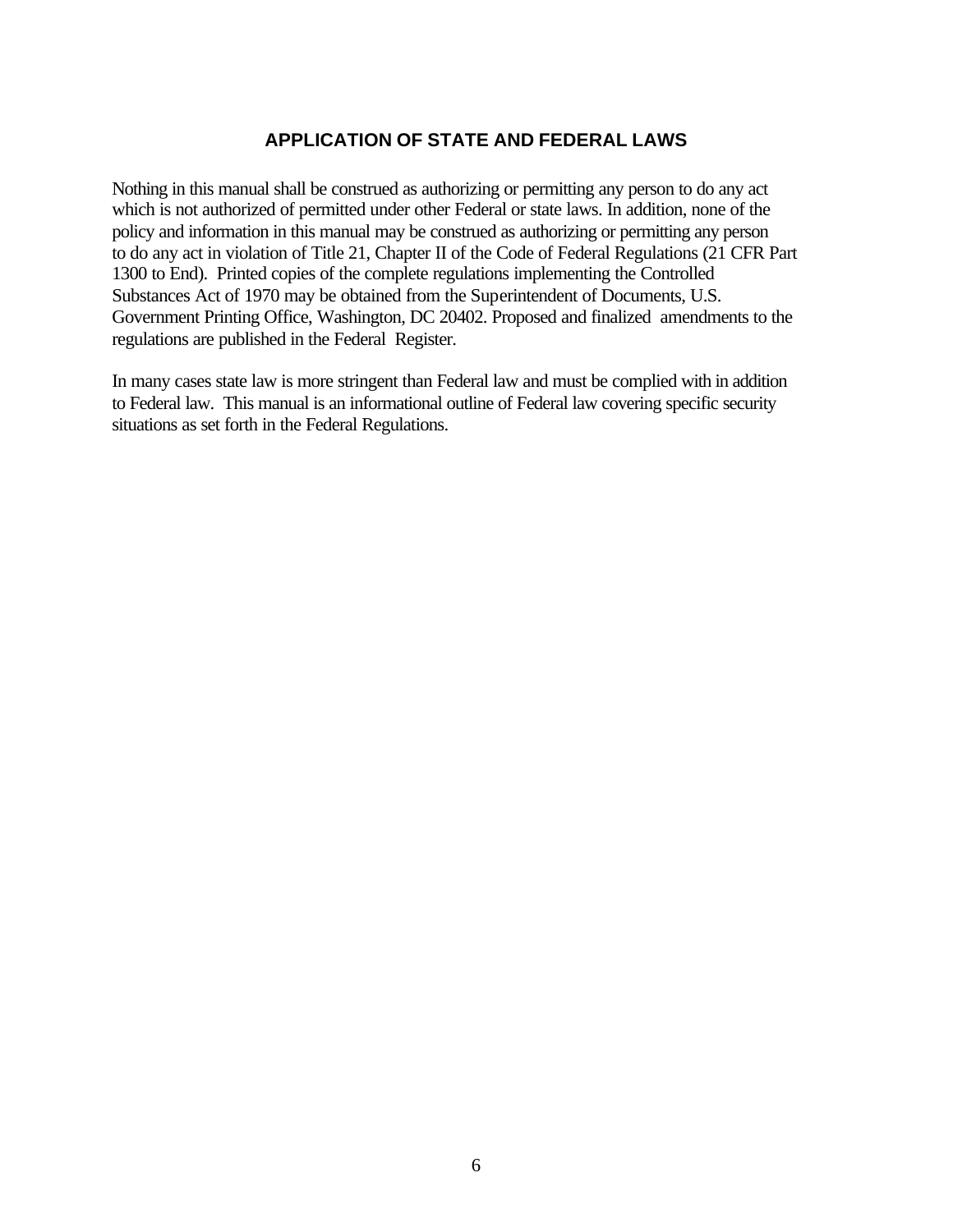## APPLICATION OF STATE AND FEDERAL LAWS

Nothing in this manual shall be construed as authorizing or permitting any person to do any act which is not authorized of permitted under other Federal or state laws. In addition, none of the policy and information in this manual may be construed as authorizing or permitting any person to do any act in violation of Title 21, Chapter II of the Code of Federal Regulations (21 CFR Part 1300 to End). Printed copies of the complete regulations implementing the Controlled Substances Act of 1970 may be obtained from the Superintendent of Documents, U.S. Government Printing Office, Washington, DC 20402. Proposed and finalized amendments to the regulations are published in the Federal Register.

In many cases state law is more stringent than Federal law and must be complied with in addition to Federal law. This manual is an informational outline of Federal law covering specific security situations as set forth in the Federal Regulations.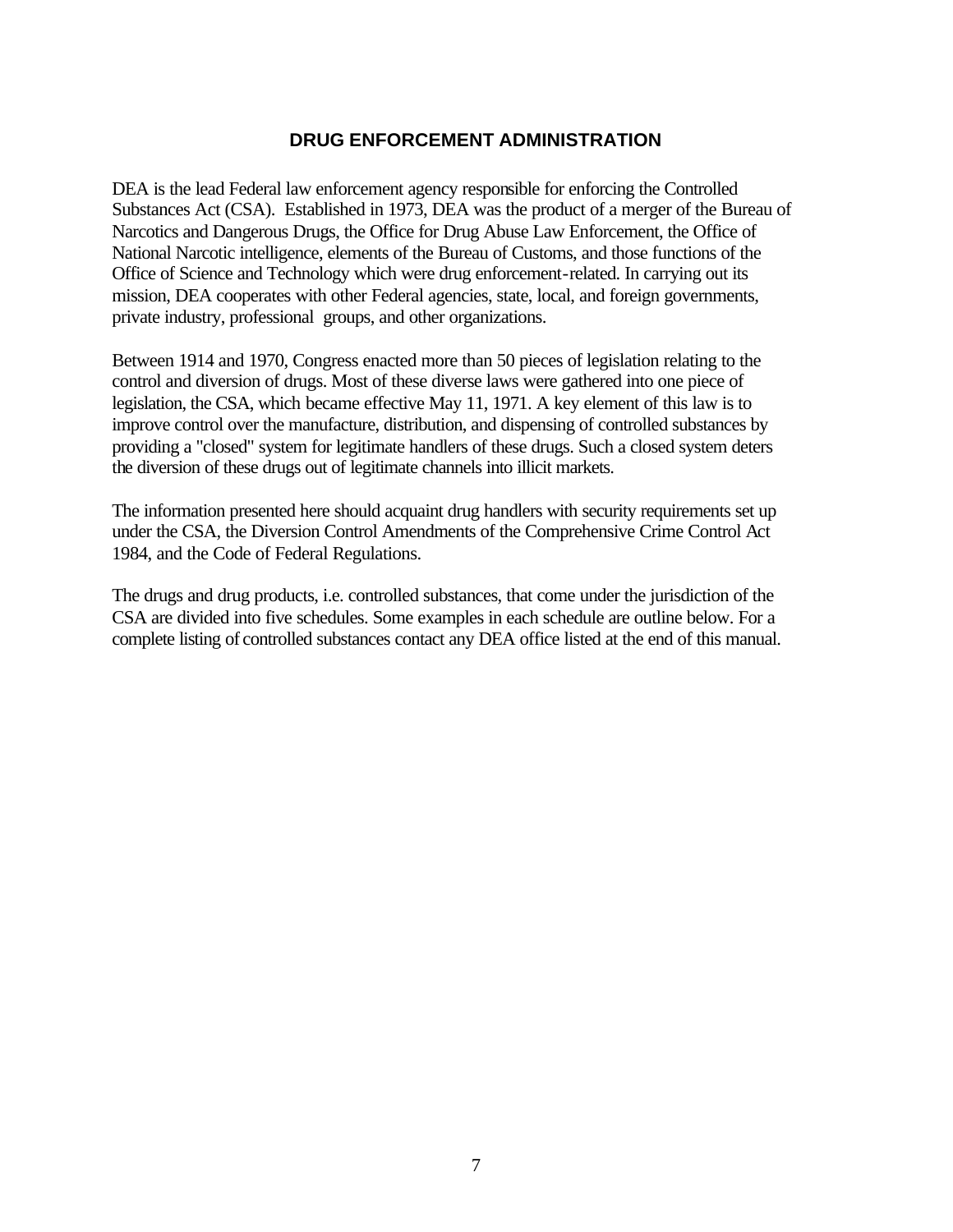## DRUG ENFORCEMENT ADMINISTRATION

DEA is the lead Federal law enforcement agency responsible for enforcing the Controlled Substances Act (CSA). Established in 1973, DEA was the product of a merger of the Bureau of Narcotics and Dangerous Drugs, the Office for Drug Abuse Law Enforcement, the Office of National Narcotic intelligence, elements of the Bureau of Customs, and those functions of the Office of Science and Technology which were drug enforcement-related. In carrying out its mission, DEA cooperates with other Federal agencies, state, local, and foreign governments, private industry, professional groups, and other organizations.

Between 1914 and 1970, Congress enacted more than 50 pieces of legislation relating to the control and diversion of drugs. Most of these diverse laws were gathered into one piece of legislation, the CSA, which became effective May 11, 1971. A key element of this law is to improve control over the manufacture, distribution, and dispensing of controlled substances by providing a "closed" system for legitimate handlers of these drugs. Such a closed system deters the diversion of these drugs out of legitimate channels into illicit markets.

The information presented here should acquaint drug handlers with security requirements set up under the CSA, the Diversion Control Amendments of the Comprehensive Crime Control Act 1984, and the Code of Federal Regulations.

The drugs and drug products, i.e. controlled substances, that come under the jurisdiction of the CSA are divided into five schedules. Some examples in each schedule are outline below. For a complete listing of controlled substances contact any DEA office listed at the end of this manual.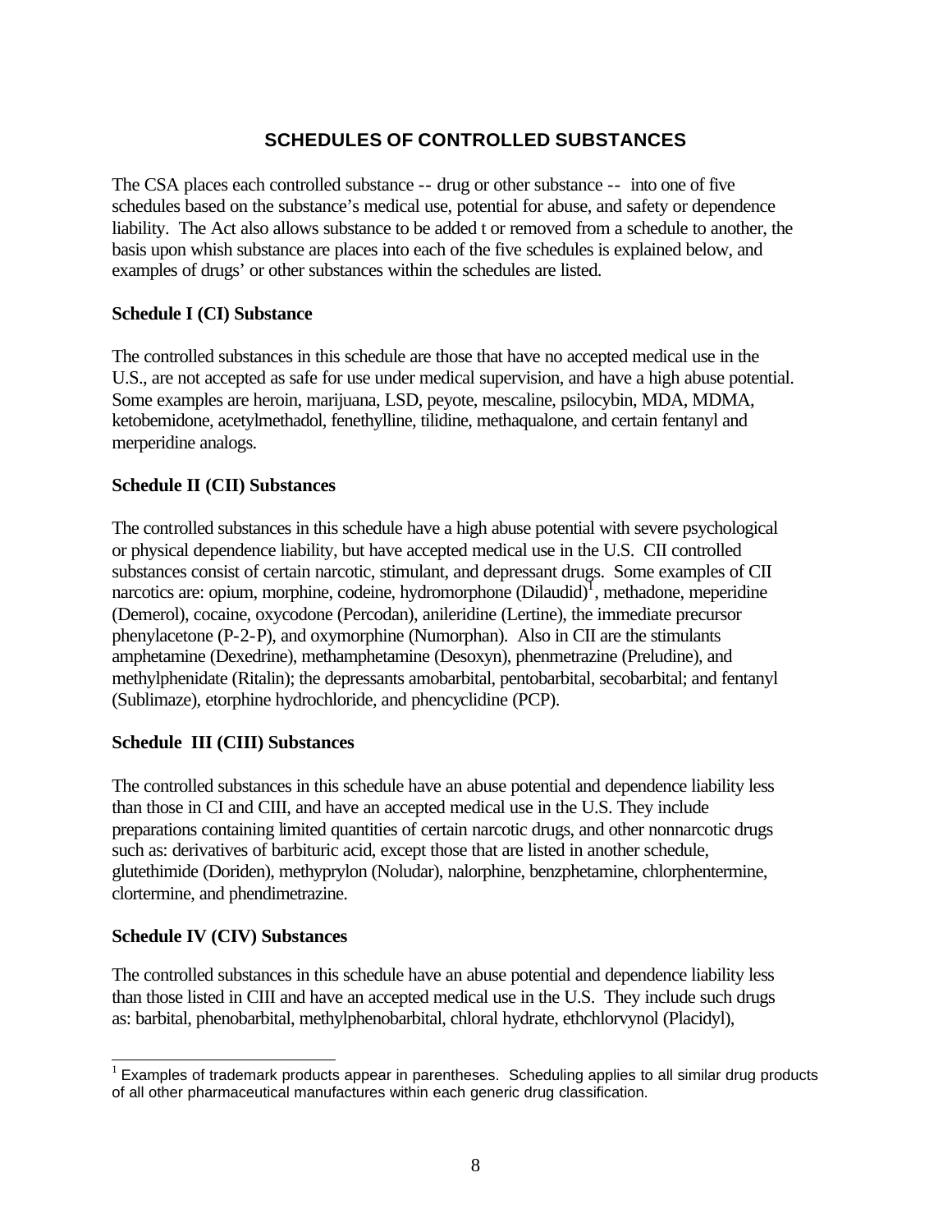## SCHEDULES OF CONTROLLED SUBSTANCES

The CSA places each controlled substance -- drug or other substance -- into one of five schedules based on the substance's medical use, potential for abuse, and safety or dependence liability. The Act also allows substance to be added t or removed from a schedule to another, the basis upon whish substance are places into each of the five schedules is explained below, and examples of drugs' or other substances within the schedules are listed.

### Schedule I (CI) Substance

The controlled substances in this schedule are those that have no accepted medical use in the U.S., are not accepted as safe for use under medical supervision, and have a high abuse potential. Some examples are heroin, marijuana, LSD, peyote, mescaline, psilocybin, MDA, MDMA, ketobemidone, acetylmethadol, fenethylline, tilidine, methaqualone, and certain fentanyl and merperidine analogs.

### Schedule II (CII) Substances

The controlled substances in this schedule have a high abuse potential with severe psychological or physical dependence liability, but have accepted medical use in the U.S. CII controlled substances consist of certain narcotic, stimulant, and depressant drugs. Some examples of CII narcotics are: opium, morphine, codeine, hydromorphone (Dilaudid)[1], methadone, meperidine (Demerol), cocaine, oxycodone (Percodan), anileridine (Lertine), the immediate precursor phenylacetone (P-2-P), and oxymorphine (Numorphan). Also in CII are the stimulants amphetamine (Dexedrine), methamphetamine (Desoxyn), phenmetrazine (Preludine), and methylphenidate (Ritalin); the depressants amobarbital, pentobarbital, secobarbital; and fentanyl (Sublimaze), etorphine hydrochloride, and phencyclidine (PCP).

### Schedule III (CIII) Substances

The controlled substances in this schedule have an abuse potential and dependence liability less than those in CI and CIII, and have an accepted medical use in the U.S. They include preparations containing limited quantities of certain narcotic drugs, and other nonnarcotic drugs such as: derivatives of barbituric acid, except those that are listed in another schedule, glutethimide (Doriden), methyprylon (Noludar), nalorphine, benzphetamine, chlorphentermine, clortermine, and phendimetrazine.

### Schedule IV (CIV) Substances

The controlled substances in this schedule have an abuse potential and dependence liability less than those listed in CIII and have an accepted medical use in the U.S. They include such drugs as: barbital, phenobarbital, methylphenobarbital, chloral hydrate, ethchlorvynol (Placidyl),

---

[1] Examples of trademark products appear in parentheses. Scheduling applies to all similar drug products of all other pharmaceutical manufactures within each generic drug classification.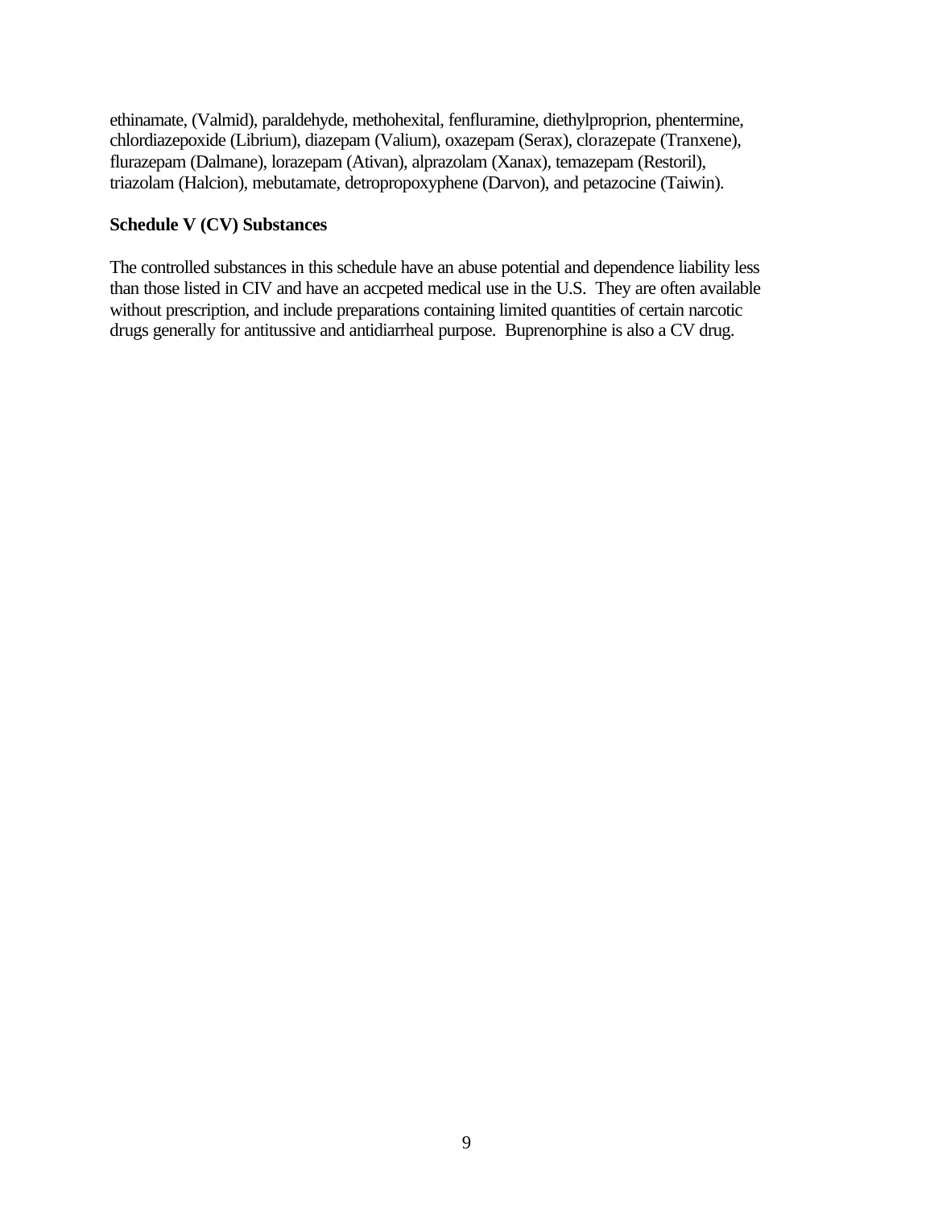ethinamate, (Valmid), paraldehyde, methohexital, fenfluramine, diethylproprion, phentermine, chlordiazepoxide (Librium), diazepam (Valium), oxazepam (Serax), clorazepate (Tranxene), flurazepam (Dalmane), lorazepam (Ativan), alprazolam (Xanax), temazepam (Restoril), triazolam (Halcion), mebutamate, detropropoxyphene (Darvon), and petazocine (Taiwin).

**Schedule V (CV) Substances**

The controlled substances in this schedule have an abuse potential and dependence liability less than those listed in CIV and have an accpeted medical use in the U.S. They are often available without prescription, and include preparations containing limited quantities of certain narcotic drugs generally for antitussive and antidiarrheal purpose. Buprenorphine is also a CV drug.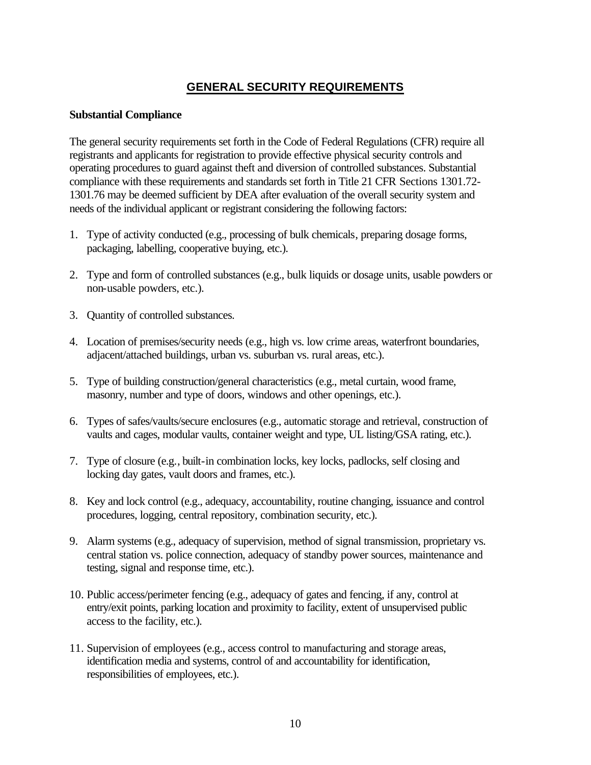## GENERAL SECURITY REQUIREMENTS

**Substantial Compliance**

The general security requirements set forth in the Code of Federal Regulations (CFR) require all registrants and applicants for registration to provide effective physical security controls and operating procedures to guard against theft and diversion of controlled substances. Substantial compliance with these requirements and standards set forth in Title 21 CFR Sections 1301.72-1301.76 may be deemed sufficient by DEA after evaluation of the overall security system and needs of the individual applicant or registrant considering the following factors:

1. Type of activity conducted (e.g., processing of bulk chemicals, preparing dosage forms, packaging, labelling, cooperative buying, etc.).

2. Type and form of controlled substances (e.g., bulk liquids or dosage units, usable powders or non-usable powders, etc.).

3. Quantity of controlled substances.

4. Location of premises/security needs (e.g., high vs. low crime areas, waterfront boundaries, adjacent/attached buildings, urban vs. suburban vs. rural areas, etc.).

5. Type of building construction/general characteristics (e.g., metal curtain, wood frame, masonry, number and type of doors, windows and other openings, etc.).

6. Types of safes/vaults/secure enclosures (e.g., automatic storage and retrieval, construction of vaults and cages, modular vaults, container weight and type, UL listing/GSA rating, etc.).

7. Type of closure (e.g., built-in combination locks, key locks, padlocks, self closing and locking day gates, vault doors and frames, etc.).

8. Key and lock control (e.g., adequacy, accountability, routine changing, issuance and control procedures, logging, central repository, combination security, etc.).

9. Alarm systems (e.g., adequacy of supervision, method of signal transmission, proprietary vs. central station vs. police connection, adequacy of standby power sources, maintenance and testing, signal and response time, etc.).

10. Public access/perimeter fencing (e.g., adequacy of gates and fencing, if any, control at entry/exit points, parking location and proximity to facility, extent of unsupervised public access to the facility, etc.).

11. Supervision of employees (e.g., access control to manufacturing and storage areas, identification media and systems, control of and accountability for identification, responsibilities of employees, etc.).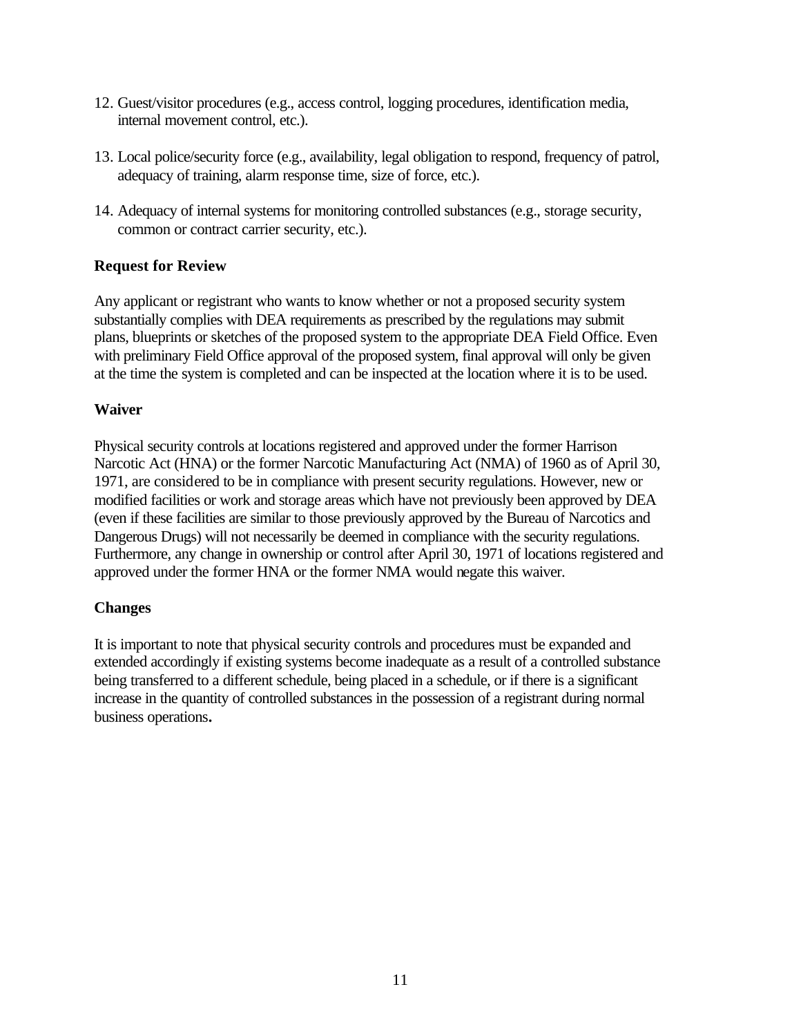12. Guest/visitor procedures (e.g., access control, logging procedures, identification media, internal movement control, etc.).

13. Local police/security force (e.g., availability, legal obligation to respond, frequency of patrol, adequacy of training, alarm response time, size of force, etc.).

14. Adequacy of internal systems for monitoring controlled substances (e.g., storage security, common or contract carrier security, etc.).

**Request for Review**

Any applicant or registrant who wants to know whether or not a proposed security system substantially complies with DEA requirements as prescribed by the regulations may submit plans, blueprints or sketches of the proposed system to the appropriate DEA Field Office. Even with preliminary Field Office approval of the proposed system, final approval will only be given at the time the system is completed and can be inspected at the location where it is to be used.

**Waiver**

Physical security controls at locations registered and approved under the former Harrison Narcotic Act (HNA) or the former Narcotic Manufacturing Act (NMA) of 1960 as of April 30, 1971, are considered to be in compliance with present security regulations. However, new or modified facilities or work and storage areas which have not previously been approved by DEA (even if these facilities are similar to those previously approved by the Bureau of Narcotics and Dangerous Drugs) will not necessarily be deemed in compliance with the security regulations. Furthermore, any change in ownership or control after April 30, 1971 of locations registered and approved under the former HNA or the former NMA would negate this waiver.

**Changes**

It is important to note that physical security controls and procedures must be expanded and extended accordingly if existing systems become inadequate as a result of a controlled substance being transferred to a different schedule, being placed in a schedule, or if there is a significant increase in the quantity of controlled substances in the possession of a registrant during normal business operations.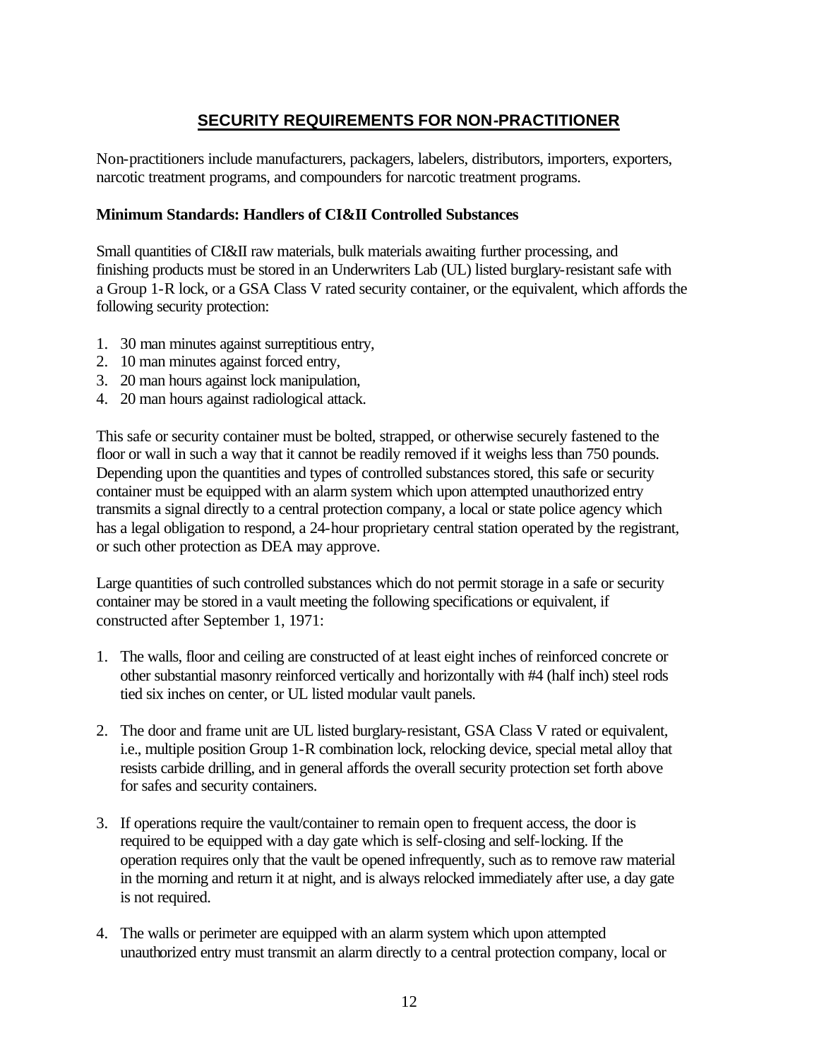## SECURITY REQUIREMENTS FOR NON-PRACTITIONER

Non-practitioners include manufacturers, packagers, labelers, distributors, importers, exporters, narcotic treatment programs, and compounders for narcotic treatment programs.

### Minimum Standards: Handlers of CI&II Controlled Substances

Small quantities of CI&II raw materials, bulk materials awaiting further processing, and finishing products must be stored in an Underwriters Lab (UL) listed burglary-resistant safe with a Group 1-R lock, or a GSA Class V rated security container, or the equivalent, which affords the following security protection:

1. 30 man minutes against surreptitious entry,
2. 10 man minutes against forced entry,
3. 20 man hours against lock manipulation,
4. 20 man hours against radiological attack.

This safe or security container must be bolted, strapped, or otherwise securely fastened to the floor or wall in such a way that it cannot be readily removed if it weighs less than 750 pounds. Depending upon the quantities and types of controlled substances stored, this safe or security container must be equipped with an alarm system which upon attempted unauthorized entry transmits a signal directly to a central protection company, a local or state police agency which has a legal obligation to respond, a 24-hour proprietary central station operated by the registrant, or such other protection as DEA may approve.

Large quantities of such controlled substances which do not permit storage in a safe or security container may be stored in a vault meeting the following specifications or equivalent, if constructed after September 1, 1971:

1. The walls, floor and ceiling are constructed of at least eight inches of reinforced concrete or other substantial masonry reinforced vertically and horizontally with #4 (half inch) steel rods tied six inches on center, or UL listed modular vault panels.

2. The door and frame unit are UL listed burglary-resistant, GSA Class V rated or equivalent, i.e., multiple position Group 1-R combination lock, relocking device, special metal alloy that resists carbide drilling, and in general affords the overall security protection set forth above for safes and security containers.

3. If operations require the vault/container to remain open to frequent access, the door is required to be equipped with a day gate which is self-closing and self-locking. If the operation requires only that the vault be opened infrequently, such as to remove raw material in the morning and return it at night, and is always relocked immediately after use, a day gate is not required.

4. The walls or perimeter are equipped with an alarm system which upon attempted unauthorized entry must transmit an alarm directly to a central protection company, local or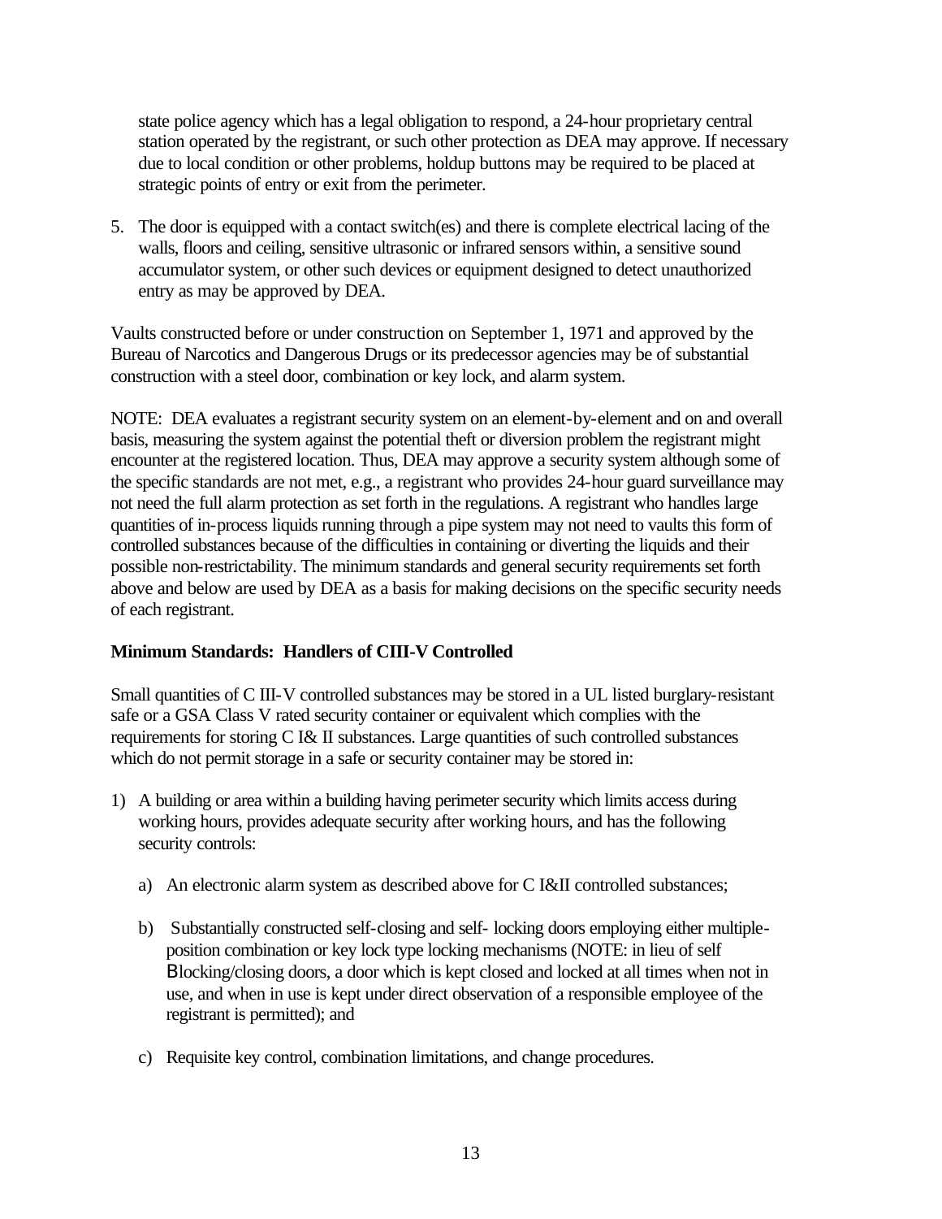state police agency which has a legal obligation to respond, a 24-hour proprietary central station operated by the registrant, or such other protection as DEA may approve. If necessary due to local condition or other problems, holdup buttons may be required to be placed at strategic points of entry or exit from the perimeter.

5. The door is equipped with a contact switch(es) and there is complete electrical lacing of the walls, floors and ceiling, sensitive ultrasonic or infrared sensors within, a sensitive sound accumulator system, or other such devices or equipment designed to detect unauthorized entry as may be approved by DEA.

Vaults constructed before or under construction on September 1, 1971 and approved by the Bureau of Narcotics and Dangerous Drugs or its predecessor agencies may be of substantial construction with a steel door, combination or key lock, and alarm system.

NOTE: DEA evaluates a registrant security system on an element-by-element and on and overall basis, measuring the system against the potential theft or diversion problem the registrant might encounter at the registered location. Thus, DEA may approve a security system although some of the specific standards are not met, e.g., a registrant who provides 24-hour guard surveillance may not need the full alarm protection as set forth in the regulations. A registrant who handles large quantities of in-process liquids running through a pipe system may not need to vaults this form of controlled substances because of the difficulties in containing or diverting the liquids and their possible non-restrictability. The minimum standards and general security requirements set forth above and below are used by DEA as a basis for making decisions on the specific security needs of each registrant.

**Minimum Standards: Handlers of CIII-V Controlled**

Small quantities of C III-V controlled substances may be stored in a UL listed burglary-resistant safe or a GSA Class V rated security container or equivalent which complies with the requirements for storing C I& II substances. Large quantities of such controlled substances which do not permit storage in a safe or security container may be stored in:

1) A building or area within a building having perimeter security which limits access during working hours, provides adequate security after working hours, and has the following security controls:

   a) An electronic alarm system as described above for C I&II controlled substances;

   b) Substantially constructed self-closing and self- locking doors employing either multiple-position combination or key lock type locking mechanisms (NOTE: in lieu of self Blocking/closing doors, a door which is kept closed and locked at all times when not in use, and when in use is kept under direct observation of a responsible employee of the registrant is permitted); and

   c) Requisite key control, combination limitations, and change procedures.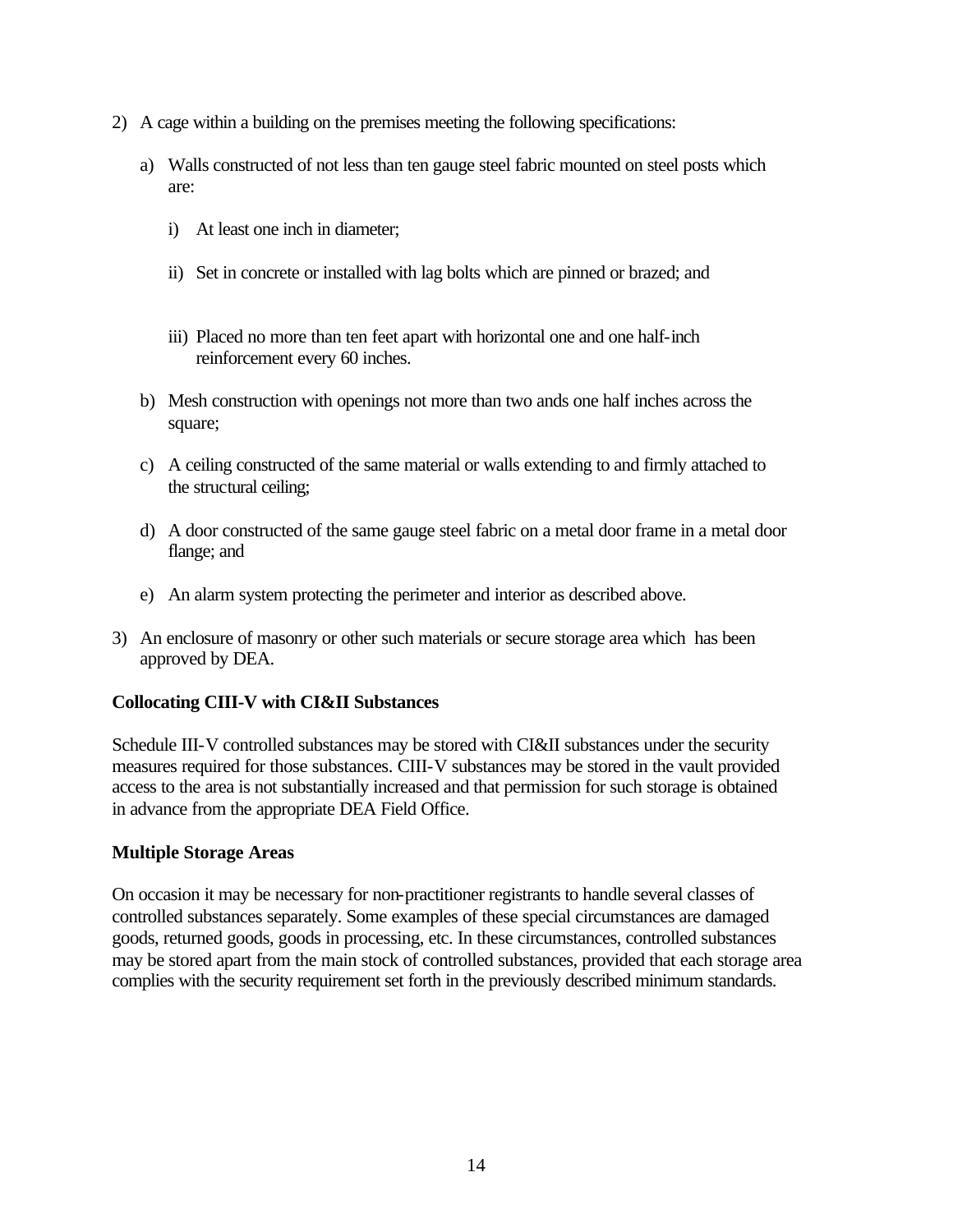2) A cage within a building on the premises meeting the following specifications:

   a) Walls constructed of not less than ten gauge steel fabric mounted on steel posts which are:

      i) At least one inch in diameter;

      ii) Set in concrete or installed with lag bolts which are pinned or brazed; and

      iii) Placed no more than ten feet apart with horizontal one and one half-inch reinforcement every 60 inches.

   b) Mesh construction with openings not more than two ands one half inches across the square;

   c) A ceiling constructed of the same material or walls extending to and firmly attached to the structural ceiling;

   d) A door constructed of the same gauge steel fabric on a metal door frame in a metal door flange; and

   e) An alarm system protecting the perimeter and interior as described above.

3) An enclosure of masonry or other such materials or secure storage area which has been approved by DEA.

**Collocating CIII-V with CI&II Substances**

Schedule III-V controlled substances may be stored with CI&II substances under the security measures required for those substances. CIII-V substances may be stored in the vault provided access to the area is not substantially increased and that permission for such storage is obtained in advance from the appropriate DEA Field Office.

**Multiple Storage Areas**

On occasion it may be necessary for non-practitioner registrants to handle several classes of controlled substances separately. Some examples of these special circumstances are damaged goods, returned goods, goods in processing, etc. In these circumstances, controlled substances may be stored apart from the main stock of controlled substances, provided that each storage area complies with the security requirement set forth in the previously described minimum standards.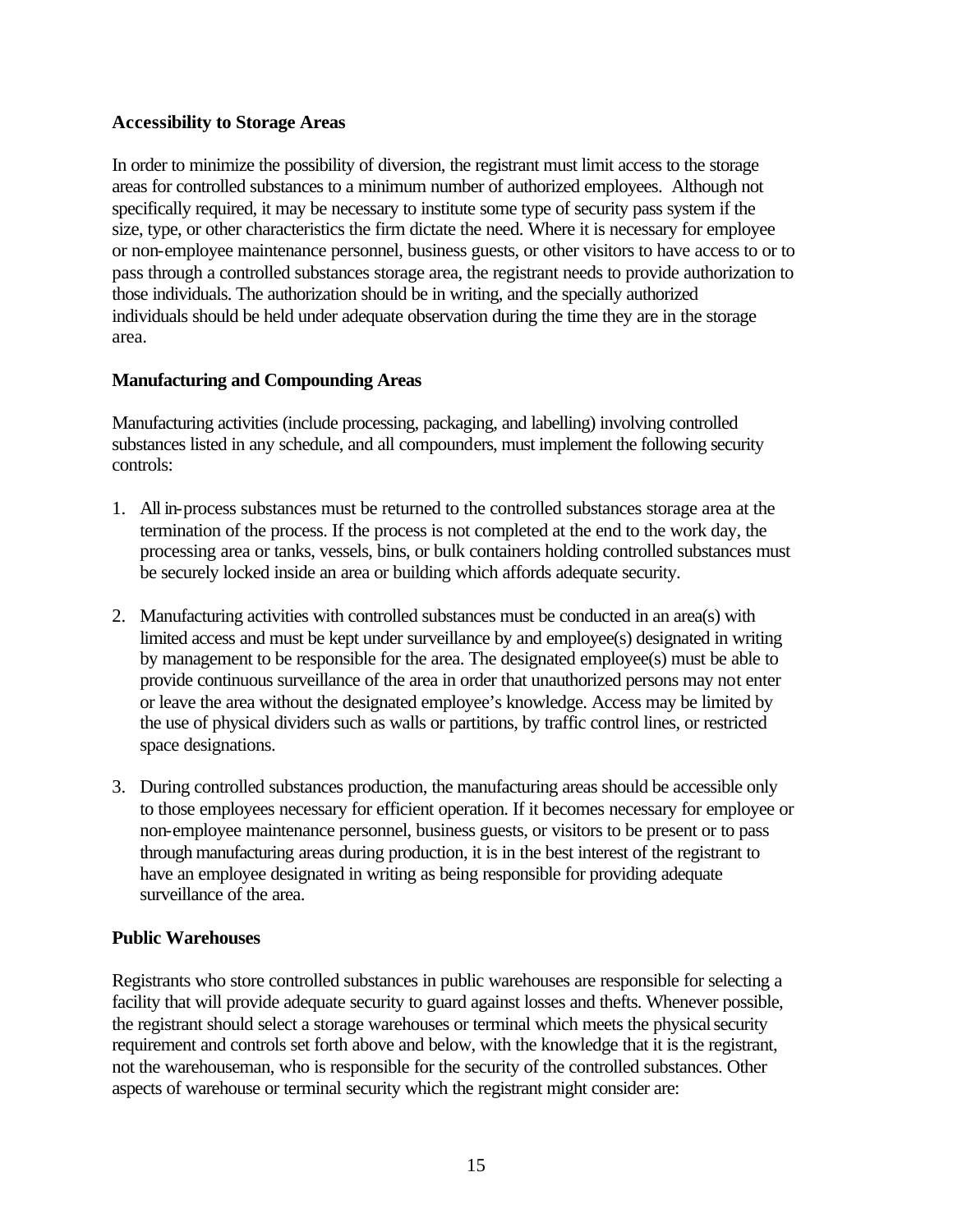**Accessibility to Storage Areas**

In order to minimize the possibility of diversion, the registrant must limit access to the storage areas for controlled substances to a minimum number of authorized employees. Although not specifically required, it may be necessary to institute some type of security pass system if the size, type, or other characteristics the firm dictate the need. Where it is necessary for employee or non-employee maintenance personnel, business guests, or other visitors to have access to or to pass through a controlled substances storage area, the registrant needs to provide authorization to those individuals. The authorization should be in writing, and the specially authorized individuals should be held under adequate observation during the time they are in the storage area.

**Manufacturing and Compounding Areas**

Manufacturing activities (include processing, packaging, and labelling) involving controlled substances listed in any schedule, and all compounders, must implement the following security controls:

1. All in-process substances must be returned to the controlled substances storage area at the termination of the process. If the process is not completed at the end to the work day, the processing area or tanks, vessels, bins, or bulk containers holding controlled substances must be securely locked inside an area or building which affords adequate security.

2. Manufacturing activities with controlled substances must be conducted in an area(s) with limited access and must be kept under surveillance by and employee(s) designated in writing by management to be responsible for the area. The designated employee(s) must be able to provide continuous surveillance of the area in order that unauthorized persons may not enter or leave the area without the designated employee's knowledge. Access may be limited by the use of physical dividers such as walls or partitions, by traffic control lines, or restricted space designations.

3. During controlled substances production, the manufacturing areas should be accessible only to those employees necessary for efficient operation. If it becomes necessary for employee or non-employee maintenance personnel, business guests, or visitors to be present or to pass through manufacturing areas during production, it is in the best interest of the registrant to have an employee designated in writing as being responsible for providing adequate surveillance of the area.

**Public Warehouses**

Registrants who store controlled substances in public warehouses are responsible for selecting a facility that will provide adequate security to guard against losses and thefts. Whenever possible, the registrant should select a storage warehouses or terminal which meets the physical security requirement and controls set forth above and below, with the knowledge that it is the registrant, not the warehouseman, who is responsible for the security of the controlled substances. Other aspects of warehouse or terminal security which the registrant might consider are: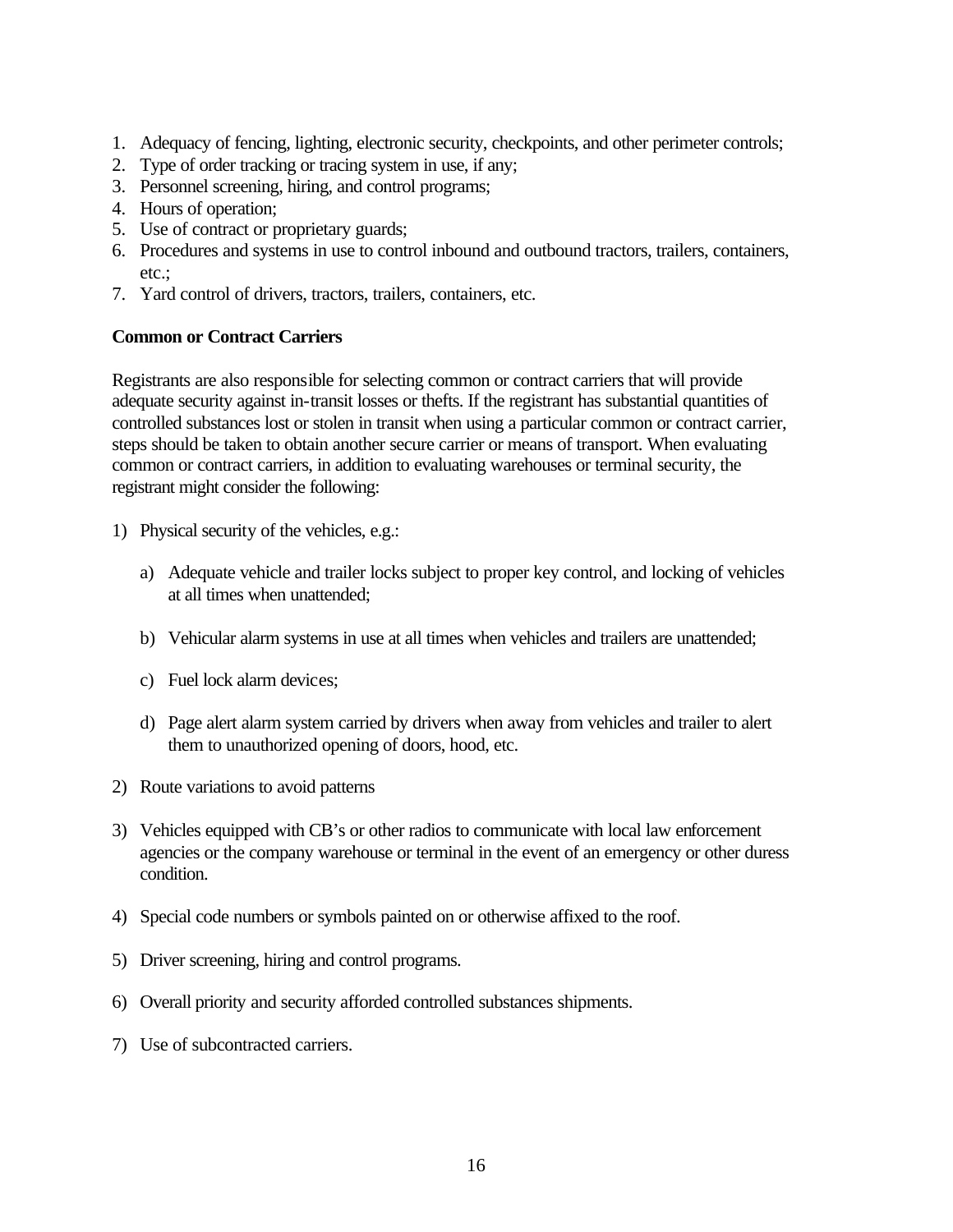1. Adequacy of fencing, lighting, electronic security, checkpoints, and other perimeter controls;
2. Type of order tracking or tracing system in use, if any;
3. Personnel screening, hiring, and control programs;
4. Hours of operation;
5. Use of contract or proprietary guards;
6. Procedures and systems in use to control inbound and outbound tractors, trailers, containers, etc.;
7. Yard control of drivers, tractors, trailers, containers, etc.

**Common or Contract Carriers**

Registrants are also responsible for selecting common or contract carriers that will provide adequate security against in-transit losses or thefts. If the registrant has substantial quantities of controlled substances lost or stolen in transit when using a particular common or contract carrier, steps should be taken to obtain another secure carrier or means of transport. When evaluating common or contract carriers, in addition to evaluating warehouses or terminal security, the registrant might consider the following:

1) Physical security of the vehicles, e.g.:

    a) Adequate vehicle and trailer locks subject to proper key control, and locking of vehicles at all times when unattended;

    b) Vehicular alarm systems in use at all times when vehicles and trailers are unattended;

    c) Fuel lock alarm devices;

    d) Page alert alarm system carried by drivers when away from vehicles and trailer to alert them to unauthorized opening of doors, hood, etc.

2) Route variations to avoid patterns

3) Vehicles equipped with CB's or other radios to communicate with local law enforcement agencies or the company warehouse or terminal in the event of an emergency or other duress condition.

4) Special code numbers or symbols painted on or otherwise affixed to the roof.

5) Driver screening, hiring and control programs.

6) Overall priority and security afforded controlled substances shipments.

7) Use of subcontracted carriers.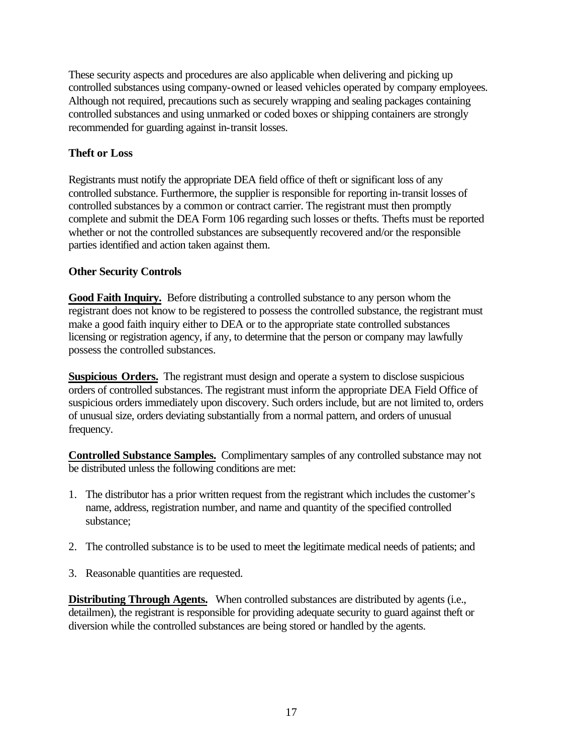These security aspects and procedures are also applicable when delivering and picking up controlled substances using company-owned or leased vehicles operated by company employees. Although not required, precautions such as securely wrapping and sealing packages containing controlled substances and using unmarked or coded boxes or shipping containers are strongly recommended for guarding against in-transit losses.

### Theft or Loss

Registrants must notify the appropriate DEA field office of theft or significant loss of any controlled substance. Furthermore, the supplier is responsible for reporting in-transit losses of controlled substances by a common or contract carrier. The registrant must then promptly complete and submit the DEA Form 106 regarding such losses or thefts. Thefts must be reported whether or not the controlled substances are subsequently recovered and/or the responsible parties identified and action taken against them.

### Other Security Controls

**Good Faith Inquiry.** Before distributing a controlled substance to any person whom the registrant does not know to be registered to possess the controlled substance, the registrant must make a good faith inquiry either to DEA or to the appropriate state controlled substances licensing or registration agency, if any, to determine that the person or company may lawfully possess the controlled substances.

**Suspicious Orders.** The registrant must design and operate a system to disclose suspicious orders of controlled substances. The registrant must inform the appropriate DEA Field Office of suspicious orders immediately upon discovery. Such orders include, but are not limited to, orders of unusual size, orders deviating substantially from a normal pattern, and orders of unusual frequency.

**Controlled Substance Samples.** Complimentary samples of any controlled substance may not be distributed unless the following conditions are met:

1. The distributor has a prior written request from the registrant which includes the customer's name, address, registration number, and name and quantity of the specified controlled substance;
2. The controlled substance is to be used to meet the legitimate medical needs of patients; and
3. Reasonable quantities are requested.

**Distributing Through Agents.** When controlled substances are distributed by agents (i.e., detailmen), the registrant is responsible for providing adequate security to guard against theft or diversion while the controlled substances are being stored or handled by the agents.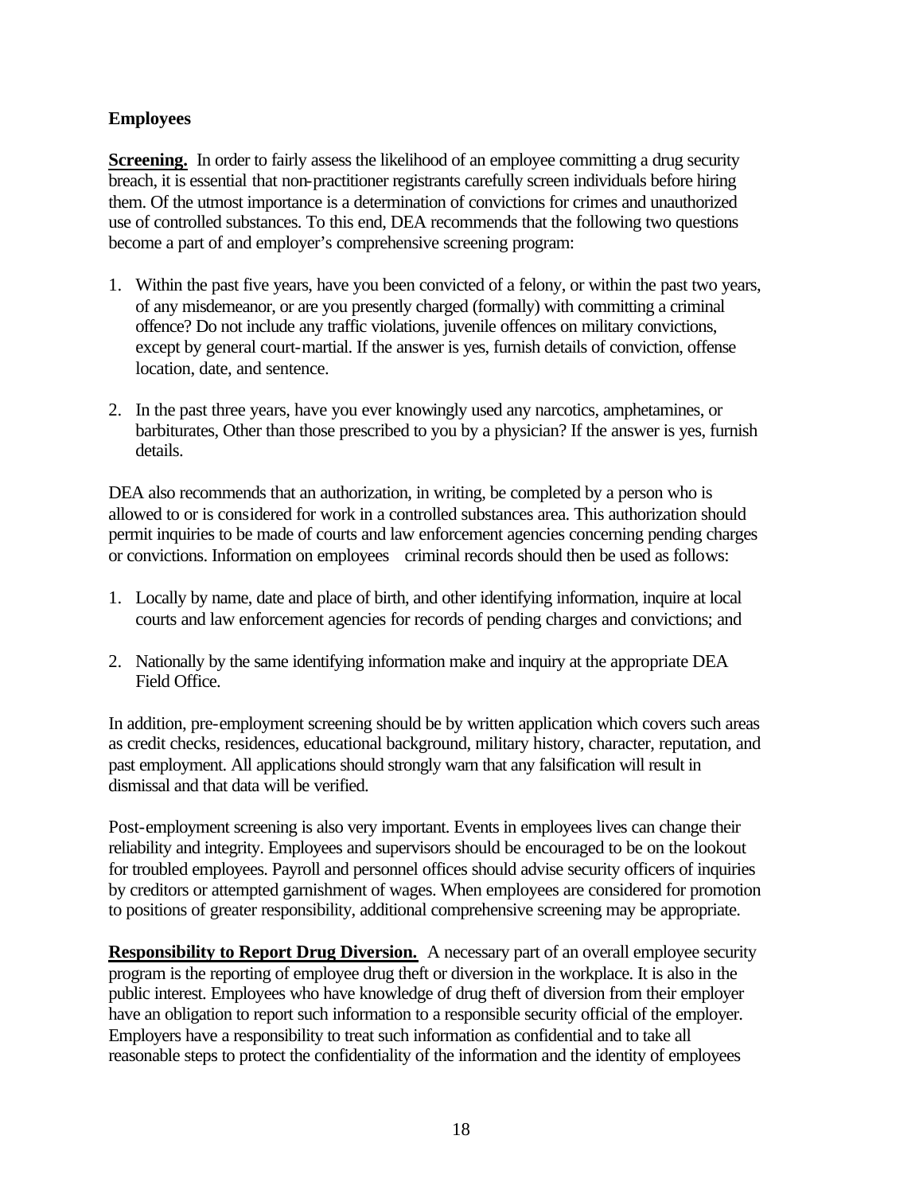**Employees**

**Screening.** In order to fairly assess the likelihood of an employee committing a drug security breach, it is essential that non-practitioner registrants carefully screen individuals before hiring them. Of the utmost importance is a determination of convictions for crimes and unauthorized use of controlled substances. To this end, DEA recommends that the following two questions become a part of and employer's comprehensive screening program:

1. Within the past five years, have you been convicted of a felony, or within the past two years, of any misdemeanor, or are you presently charged (formally) with committing a criminal offence? Do not include any traffic violations, juvenile offences on military convictions, except by general court-martial. If the answer is yes, furnish details of conviction, offense location, date, and sentence.

2. In the past three years, have you ever knowingly used any narcotics, amphetamines, or barbiturates, Other than those prescribed to you by a physician? If the answer is yes, furnish details.

DEA also recommends that an authorization, in writing, be completed by a person who is allowed to or is considered for work in a controlled substances area. This authorization should permit inquiries to be made of courts and law enforcement agencies concerning pending charges or convictions. Information on employees criminal records should then be used as follows:

1. Locally by name, date and place of birth, and other identifying information, inquire at local courts and law enforcement agencies for records of pending charges and convictions; and

2. Nationally by the same identifying information make and inquiry at the appropriate DEA Field Office.

In addition, pre-employment screening should be by written application which covers such areas as credit checks, residences, educational background, military history, character, reputation, and past employment. All applications should strongly warn that any falsification will result in dismissal and that data will be verified.

Post-employment screening is also very important. Events in employees lives can change their reliability and integrity. Employees and supervisors should be encouraged to be on the lookout for troubled employees. Payroll and personnel offices should advise security officers of inquiries by creditors or attempted garnishment of wages. When employees are considered for promotion to positions of greater responsibility, additional comprehensive screening may be appropriate.

**Responsibility to Report Drug Diversion.** A necessary part of an overall employee security program is the reporting of employee drug theft or diversion in the workplace. It is also in the public interest. Employees who have knowledge of drug theft of diversion from their employer have an obligation to report such information to a responsible security official of the employer. Employers have a responsibility to treat such information as confidential and to take all reasonable steps to protect the confidentiality of the information and the identity of employees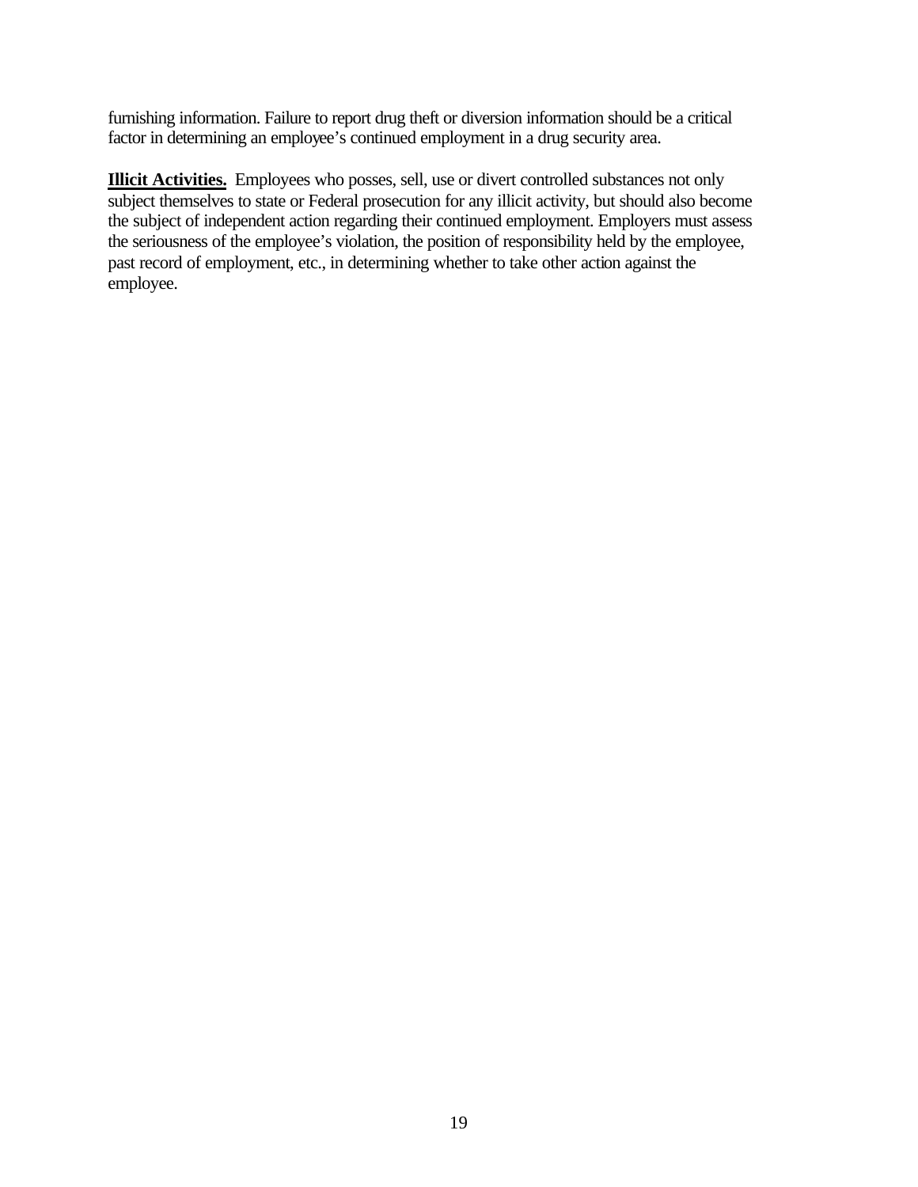furnishing information. Failure to report drug theft or diversion information should be a critical factor in determining an employee's continued employment in a drug security area.

**Illicit Activities.** Employees who posses, sell, use or divert controlled substances not only subject themselves to state or Federal prosecution for any illicit activity, but should also become the subject of independent action regarding their continued employment. Employers must assess the seriousness of the employee's violation, the position of responsibility held by the employee, past record of employment, etc., in determining whether to take other action against the employee.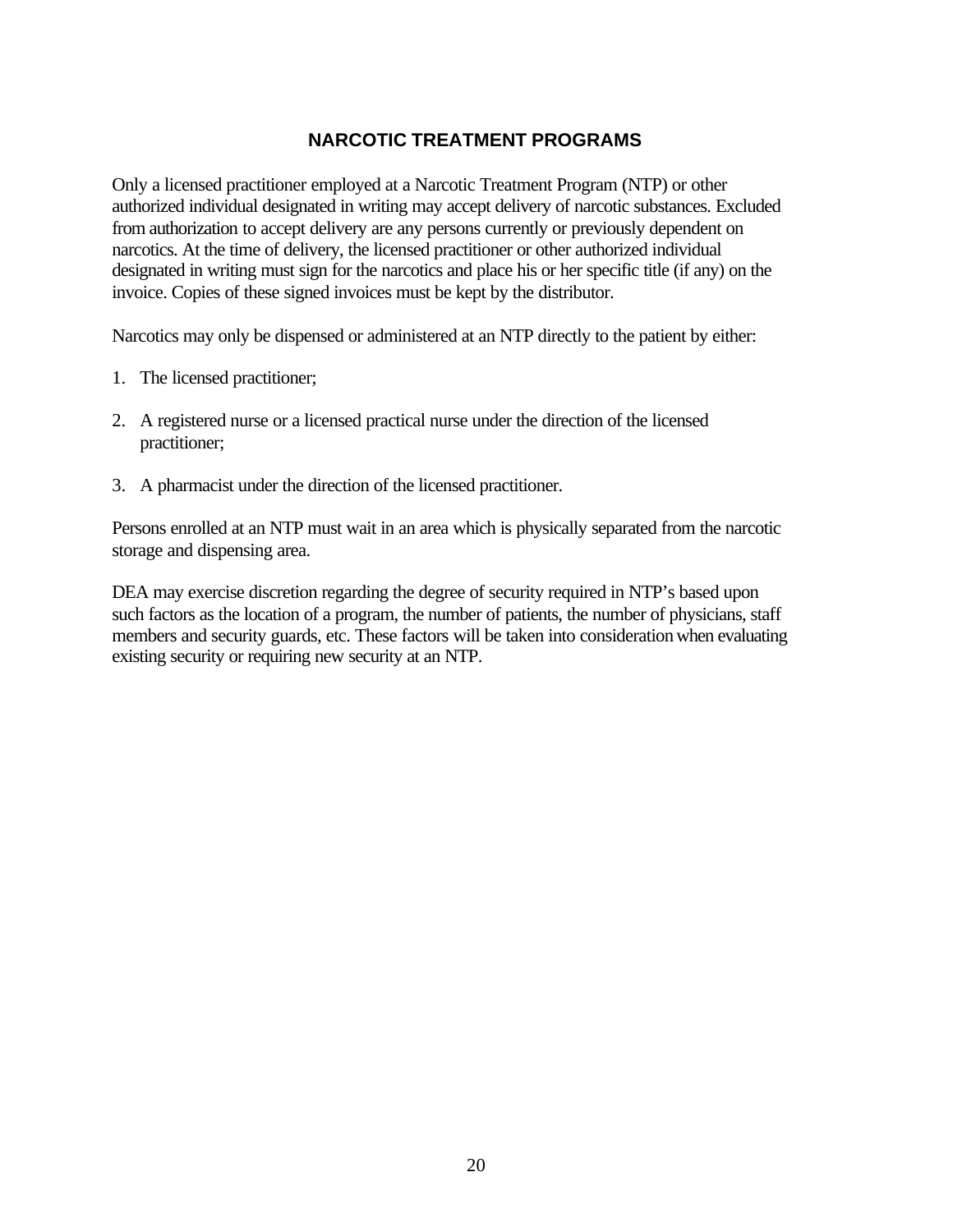# NARCOTIC TREATMENT PROGRAMS

Only a licensed practitioner employed at a Narcotic Treatment Program (NTP) or other authorized individual designated in writing may accept delivery of narcotic substances. Excluded from authorization to accept delivery are any persons currently or previously dependent on narcotics. At the time of delivery, the licensed practitioner or other authorized individual designated in writing must sign for the narcotics and place his or her specific title (if any) on the invoice. Copies of these signed invoices must be kept by the distributor.

Narcotics may only be dispensed or administered at an NTP directly to the patient by either:

1. The licensed practitioner;

2. A registered nurse or a licensed practical nurse under the direction of the licensed practitioner;

3. A pharmacist under the direction of the licensed practitioner.

Persons enrolled at an NTP must wait in an area which is physically separated from the narcotic storage and dispensing area.

DEA may exercise discretion regarding the degree of security required in NTP's based upon such factors as the location of a program, the number of patients, the number of physicians, staff members and security guards, etc. These factors will be taken into consideration when evaluating existing security or requiring new security at an NTP.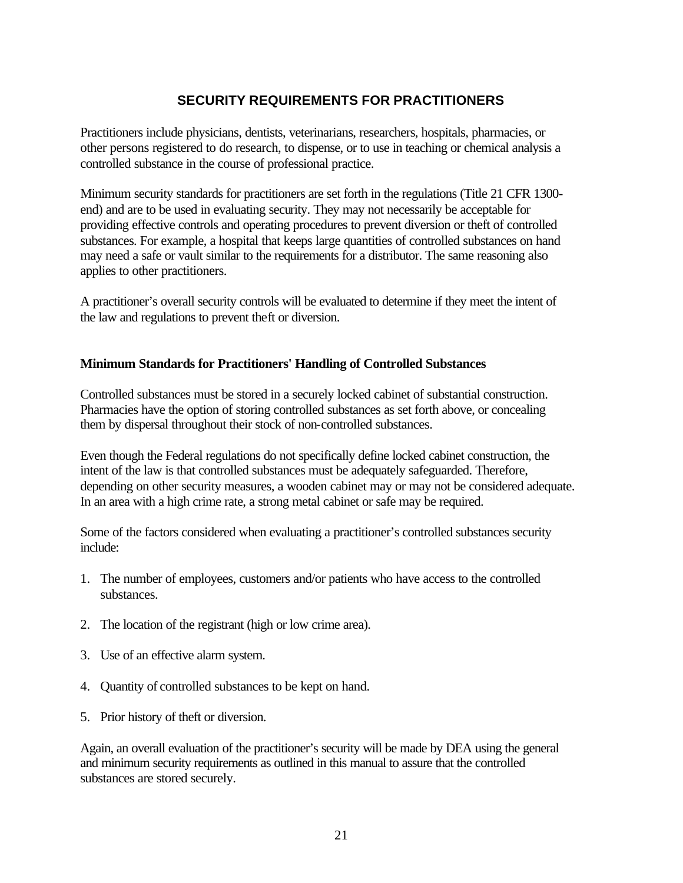## SECURITY REQUIREMENTS FOR PRACTITIONERS

Practitioners include physicians, dentists, veterinarians, researchers, hospitals, pharmacies, or other persons registered to do research, to dispense, or to use in teaching or chemical analysis a controlled substance in the course of professional practice.

Minimum security standards for practitioners are set forth in the regulations (Title 21 CFR 1300-end) and are to be used in evaluating security. They may not necessarily be acceptable for providing effective controls and operating procedures to prevent diversion or theft of controlled substances. For example, a hospital that keeps large quantities of controlled substances on hand may need a safe or vault similar to the requirements for a distributor. The same reasoning also applies to other practitioners.

A practitioner's overall security controls will be evaluated to determine if they meet the intent of the law and regulations to prevent theft or diversion.

### Minimum Standards for Practitioners' Handling of Controlled Substances

Controlled substances must be stored in a securely locked cabinet of substantial construction. Pharmacies have the option of storing controlled substances as set forth above, or concealing them by dispersal throughout their stock of non-controlled substances.

Even though the Federal regulations do not specifically define locked cabinet construction, the intent of the law is that controlled substances must be adequately safeguarded. Therefore, depending on other security measures, a wooden cabinet may or may not be considered adequate. In an area with a high crime rate, a strong metal cabinet or safe may be required.

Some of the factors considered when evaluating a practitioner's controlled substances security include:

1. The number of employees, customers and/or patients who have access to the controlled substances.
2. The location of the registrant (high or low crime area).
3. Use of an effective alarm system.
4. Quantity of controlled substances to be kept on hand.
5. Prior history of theft or diversion.

Again, an overall evaluation of the practitioner's security will be made by DEA using the general and minimum security requirements as outlined in this manual to assure that the controlled substances are stored securely.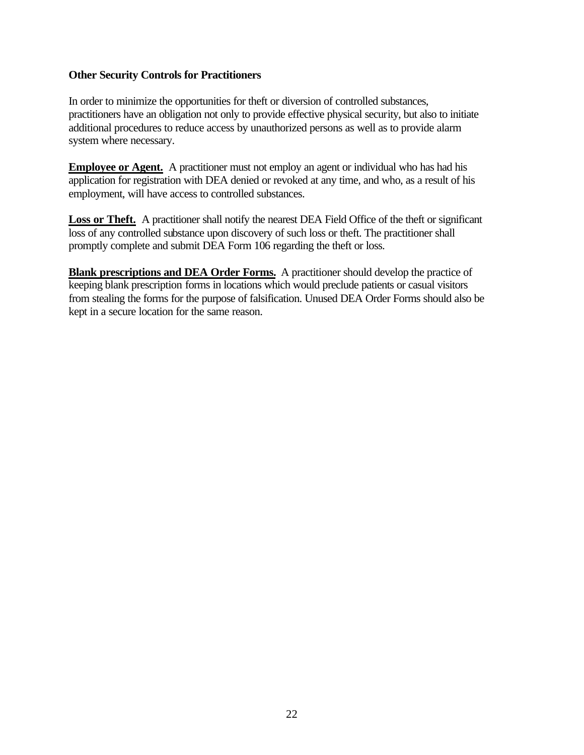**Other Security Controls for Practitioners**

In order to minimize the opportunities for theft or diversion of controlled substances, practitioners have an obligation not only to provide effective physical security, but also to initiate additional procedures to reduce access by unauthorized persons as well as to provide alarm system where necessary.

**Employee or Agent.** A practitioner must not employ an agent or individual who has had his application for registration with DEA denied or revoked at any time, and who, as a result of his employment, will have access to controlled substances.

**Loss or Theft.** A practitioner shall notify the nearest DEA Field Office of the theft or significant loss of any controlled substance upon discovery of such loss or theft. The practitioner shall promptly complete and submit DEA Form 106 regarding the theft or loss.

**Blank prescriptions and DEA Order Forms.** A practitioner should develop the practice of keeping blank prescription forms in locations which would preclude patients or casual visitors from stealing the forms for the purpose of falsification. Unused DEA Order Forms should also be kept in a secure location for the same reason.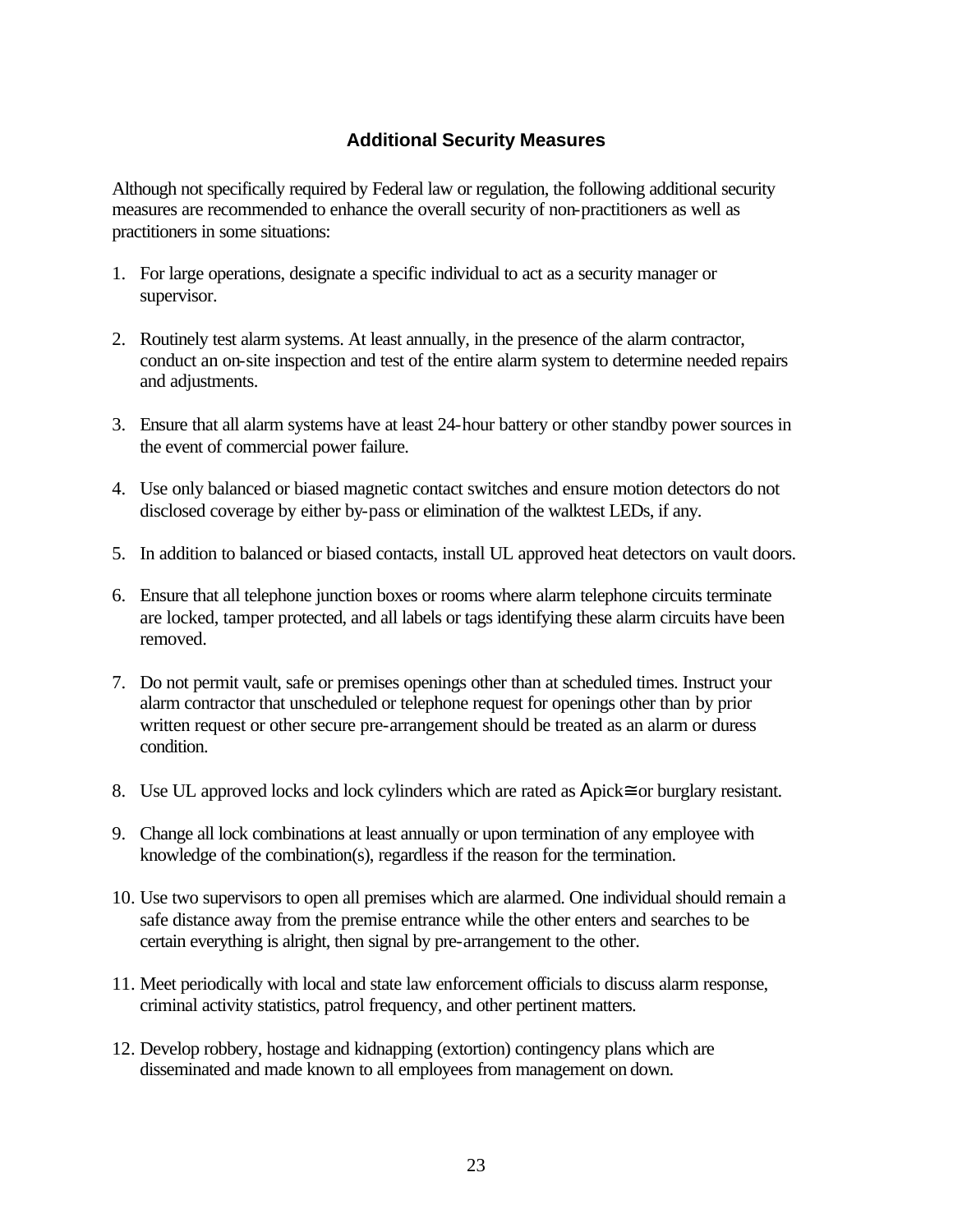## Additional Security Measures

Although not specifically required by Federal law or regulation, the following additional security measures are recommended to enhance the overall security of non-practitioners as well as practitioners in some situations:

1. For large operations, designate a specific individual to act as a security manager or supervisor.

2. Routinely test alarm systems. At least annually, in the presence of the alarm contractor, conduct an on-site inspection and test of the entire alarm system to determine needed repairs and adjustments.

3. Ensure that all alarm systems have at least 24-hour battery or other standby power sources in the event of commercial power failure.

4. Use only balanced or biased magnetic contact switches and ensure motion detectors do not disclosed coverage by either by-pass or elimination of the walktest LEDs, if any.

5. In addition to balanced or biased contacts, install UL approved heat detectors on vault doors.

6. Ensure that all telephone junction boxes or rooms where alarm telephone circuits terminate are locked, tamper protected, and all labels or tags identifying these alarm circuits have been removed.

7. Do not permit vault, safe or premises openings other than at scheduled times. Instruct your alarm contractor that unscheduled or telephone request for openings other than by prior written request or other secure pre-arrangement should be treated as an alarm or duress condition.

8. Use UL approved locks and lock cylinders which are rated as Apick≅ or burglary resistant.

9. Change all lock combinations at least annually or upon termination of any employee with knowledge of the combination(s), regardless if the reason for the termination.

10. Use two supervisors to open all premises which are alarmed. One individual should remain a safe distance away from the premise entrance while the other enters and searches to be certain everything is alright, then signal by pre-arrangement to the other.

11. Meet periodically with local and state law enforcement officials to discuss alarm response, criminal activity statistics, patrol frequency, and other pertinent matters.

12. Develop robbery, hostage and kidnapping (extortion) contingency plans which are disseminated and made known to all employees from management on down.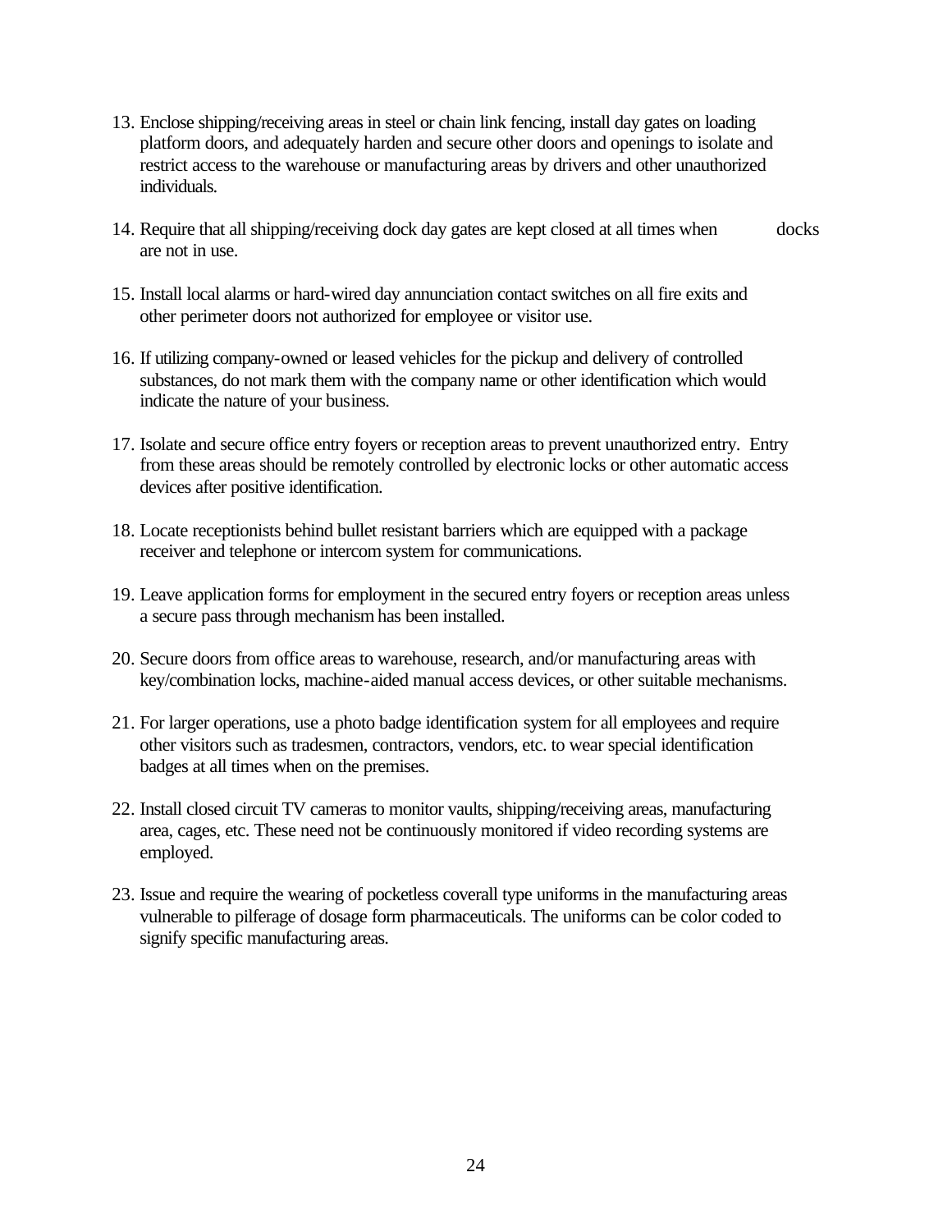13. Enclose shipping/receiving areas in steel or chain link fencing, install day gates on loading platform doors, and adequately harden and secure other doors and openings to isolate and restrict access to the warehouse or manufacturing areas by drivers and other unauthorized individuals.

14. Require that all shipping/receiving dock day gates are kept closed at all times when docks are not in use.

15. Install local alarms or hard-wired day annunciation contact switches on all fire exits and other perimeter doors not authorized for employee or visitor use.

16. If utilizing company-owned or leased vehicles for the pickup and delivery of controlled substances, do not mark them with the company name or other identification which would indicate the nature of your business.

17. Isolate and secure office entry foyers or reception areas to prevent unauthorized entry. Entry from these areas should be remotely controlled by electronic locks or other automatic access devices after positive identification.

18. Locate receptionists behind bullet resistant barriers which are equipped with a package receiver and telephone or intercom system for communications.

19. Leave application forms for employment in the secured entry foyers or reception areas unless a secure pass through mechanism has been installed.

20. Secure doors from office areas to warehouse, research, and/or manufacturing areas with key/combination locks, machine-aided manual access devices, or other suitable mechanisms.

21. For larger operations, use a photo badge identification system for all employees and require other visitors such as tradesmen, contractors, vendors, etc. to wear special identification badges at all times when on the premises.

22. Install closed circuit TV cameras to monitor vaults, shipping/receiving areas, manufacturing area, cages, etc. These need not be continuously monitored if video recording systems are employed.

23. Issue and require the wearing of pocketless coverall type uniforms in the manufacturing areas vulnerable to pilferage of dosage form pharmaceuticals. The uniforms can be color coded to signify specific manufacturing areas.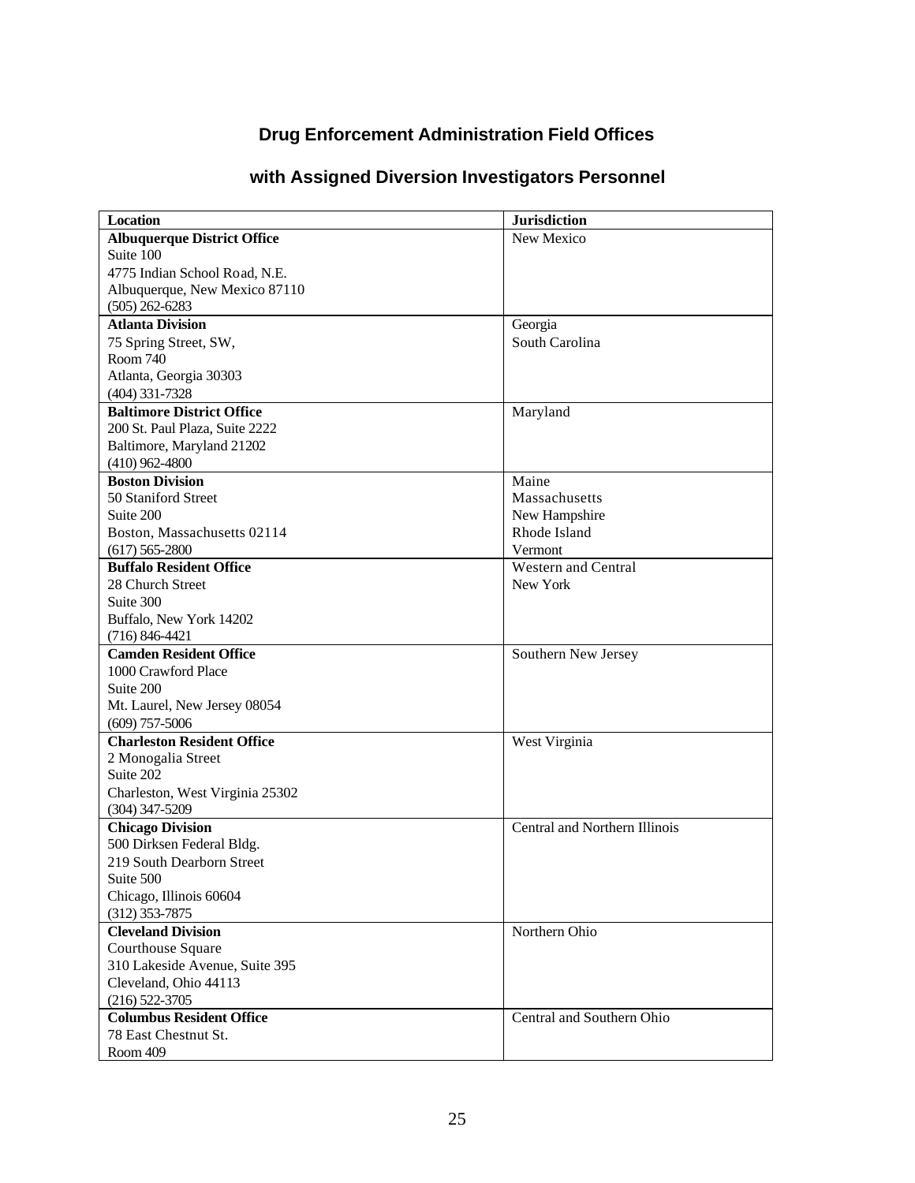## Drug Enforcement Administration Field Offices

## with Assigned Diversion Investigators Personnel

| Location | Jurisdiction |
|---|---|
| **Albuquerque District Office**<br>Suite 100<br>4775 Indian School Road, N.E.<br>Albuquerque, New Mexico 87110<br>(505) 262-6283 | New Mexico |
| **Atlanta Division**<br>75 Spring Street, SW,<br>Room 740<br>Atlanta, Georgia 30303<br>(404) 331-7328 | Georgia<br>South Carolina |
| **Baltimore District Office**<br>200 St. Paul Plaza, Suite 2222<br>Baltimore, Maryland 21202<br>(410) 962-4800 | Maryland |
| **Boston Division**<br>50 Staniford Street<br>Suite 200<br>Boston, Massachusetts 02114<br>(617) 565-2800 | Maine<br>Massachusetts<br>New Hampshire<br>Rhode Island<br>Vermont |
| **Buffalo Resident Office**<br>28 Church Street<br>Suite 300<br>Buffalo, New York 14202<br>(716) 846-4421 | Western and Central<br>New York |
| **Camden Resident Office**<br>1000 Crawford Place<br>Suite 200<br>Mt. Laurel, New Jersey 08054<br>(609) 757-5006 | Southern New Jersey |
| **Charleston Resident Office**<br>2 Monogalia Street<br>Suite 202<br>Charleston, West Virginia 25302<br>(304) 347-5209 | West Virginia |
| **Chicago Division**<br>500 Dirksen Federal Bldg.<br>219 South Dearborn Street<br>Suite 500<br>Chicago, Illinois 60604<br>(312) 353-7875 | Central and Northern Illinois |
| **Cleveland Division**<br>Courthouse Square<br>310 Lakeside Avenue, Suite 395<br>Cleveland, Ohio 44113<br>(216) 522-3705 | Northern Ohio |
| **Columbus Resident Office**<br>78 East Chestnut St.<br>Room 409 | Central and Southern Ohio |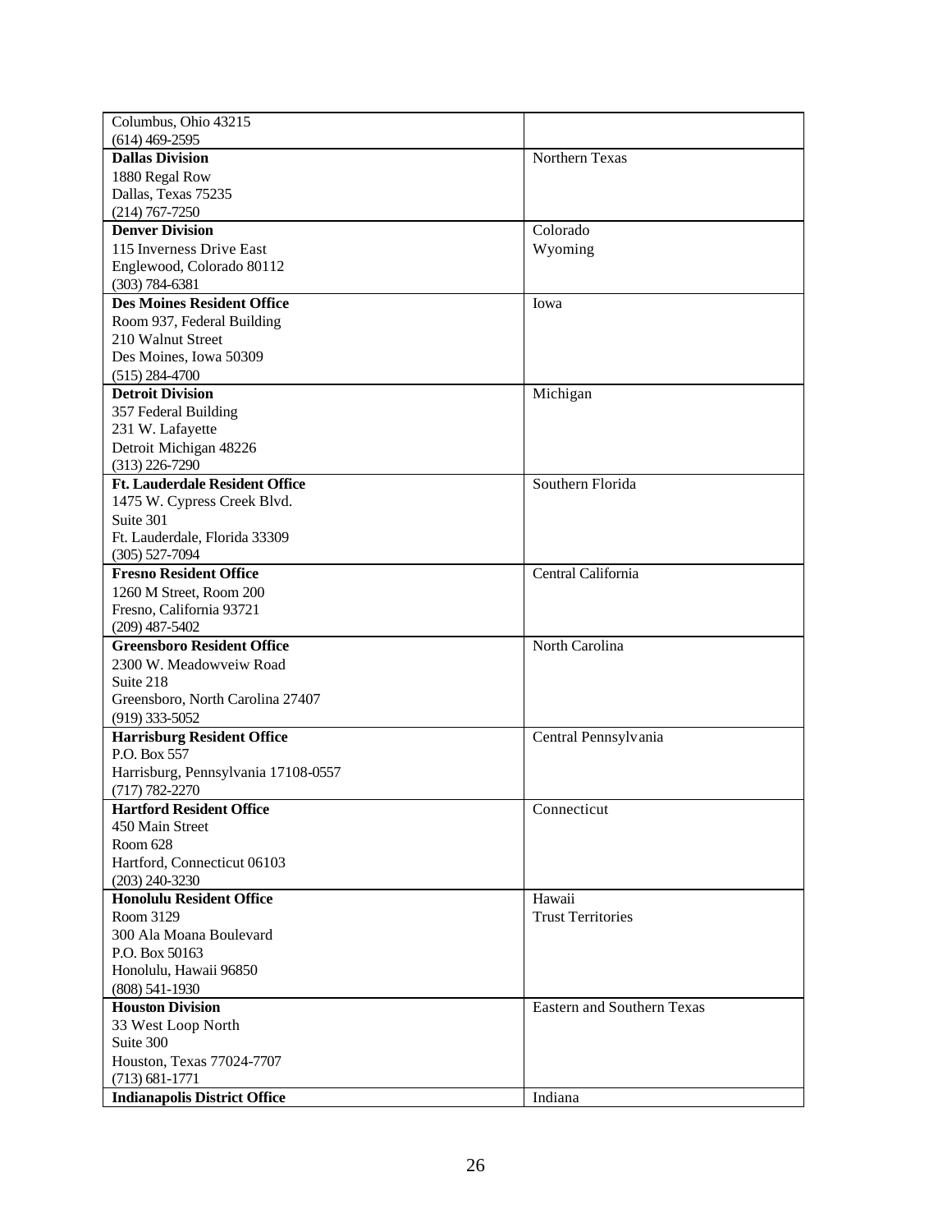| | |
|---|---|
| Columbus, Ohio 43215<br>(614) 469-2595 | |
| **Dallas Division**<br>1880 Regal Row<br>Dallas, Texas 75235<br>(214) 767-7250 | Northern Texas |
| **Denver Division**<br>115 Inverness Drive East<br>Englewood, Colorado 80112<br>(303) 784-6381 | Colorado<br>Wyoming |
| **Des Moines Resident Office**<br>Room 937, Federal Building<br>210 Walnut Street<br>Des Moines, Iowa 50309<br>(515) 284-4700 | Iowa |
| **Detroit Division**<br>357 Federal Building<br>231 W. Lafayette<br>Detroit Michigan 48226<br>(313) 226-7290 | Michigan |
| **Ft. Lauderdale Resident Office**<br>1475 W. Cypress Creek Blvd.<br>Suite 301<br>Ft. Lauderdale, Florida 33309<br>(305) 527-7094 | Southern Florida |
| **Fresno Resident Office**<br>1260 M Street, Room 200<br>Fresno, California 93721<br>(209) 487-5402 | Central California |
| **Greensboro Resident Office**<br>2300 W. Meadowveiw Road<br>Suite 218<br>Greensboro, North Carolina 27407<br>(919) 333-5052 | North Carolina |
| **Harrisburg Resident Office**<br>P.O. Box 557<br>Harrisburg, Pennsylvania 17108-0557<br>(717) 782-2270 | Central Pennsylvania |
| **Hartford Resident Office**<br>450 Main Street<br>Room 628<br>Hartford, Connecticut 06103<br>(203) 240-3230 | Connecticut |
| **Honolulu Resident Office**<br>Room 3129<br>300 Ala Moana Boulevard<br>P.O. Box 50163<br>Honolulu, Hawaii 96850<br>(808) 541-1930 | Hawaii<br>Trust Territories |
| **Houston Division**<br>33 West Loop North<br>Suite 300<br>Houston, Texas 77024-7707<br>(713) 681-1771 | Eastern and Southern Texas |
| **Indianapolis District Office** | Indiana |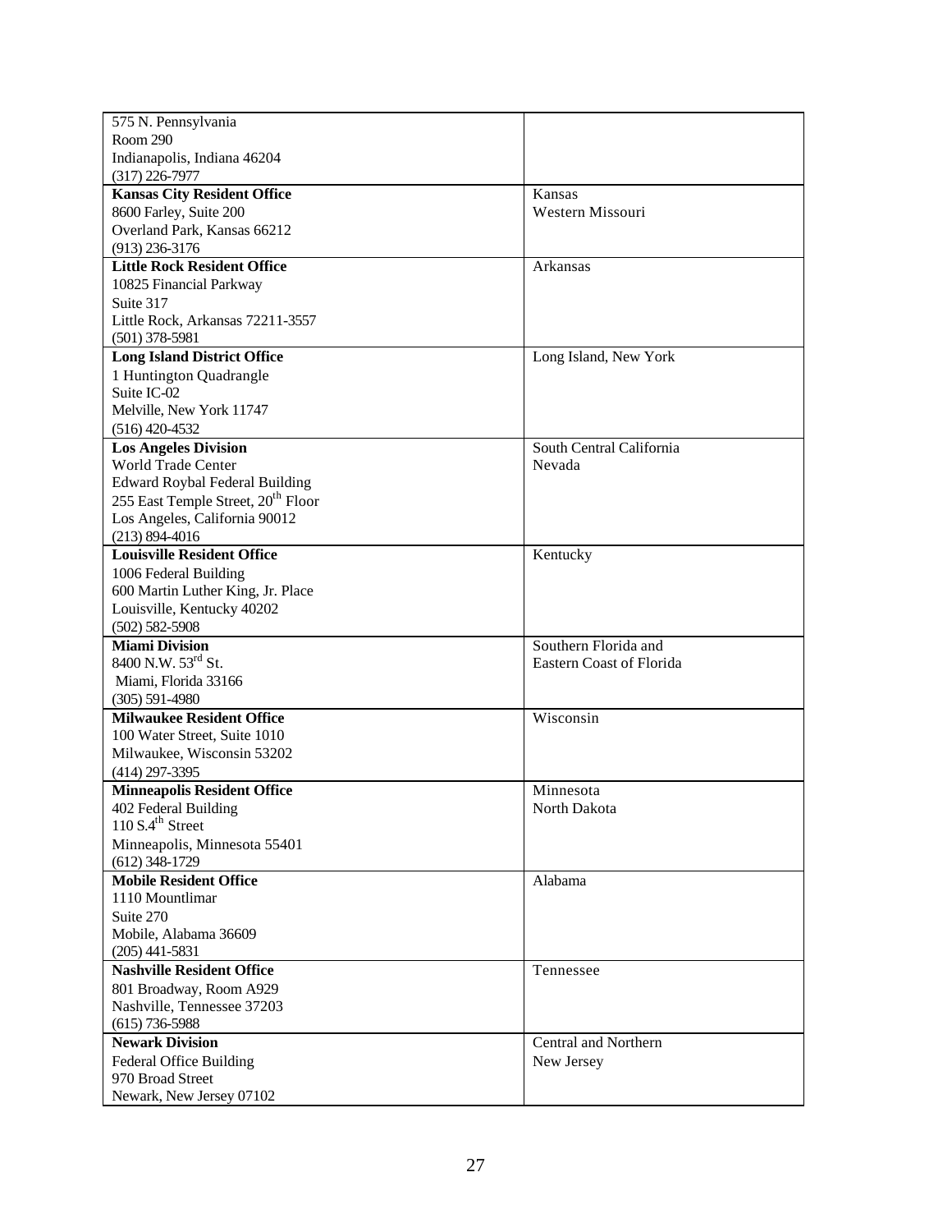| | |
|---|---|
| 575 N. Pennsylvania<br>Room 290<br>Indianapolis, Indiana 46204<br>(317) 226-7977 | |
| **Kansas City Resident Office**<br>8600 Farley, Suite 200<br>Overland Park, Kansas 66212<br>(913) 236-3176 | Kansas<br>Western Missouri |
| **Little Rock Resident Office**<br>10825 Financial Parkway<br>Suite 317<br>Little Rock, Arkansas 72211-3557<br>(501) 378-5981 | Arkansas |
| **Long Island District Office**<br>1 Huntington Quadrangle<br>Suite IC-02<br>Melville, New York 11747<br>(516) 420-4532 | Long Island, New York |
| **Los Angeles Division**<br>World Trade Center<br>Edward Roybal Federal Building<br>255 East Temple Street, 20th Floor<br>Los Angeles, California 90012<br>(213) 894-4016 | South Central California<br>Nevada |
| **Louisville Resident Office**<br>1006 Federal Building<br>600 Martin Luther King, Jr. Place<br>Louisville, Kentucky 40202<br>(502) 582-5908 | Kentucky |
| **Miami Division**<br>8400 N.W. 53rd St.<br>Miami, Florida 33166<br>(305) 591-4980 | Southern Florida and<br>Eastern Coast of Florida |
| **Milwaukee Resident Office**<br>100 Water Street, Suite 1010<br>Milwaukee, Wisconsin 53202<br>(414) 297-3395 | Wisconsin |
| **Minneapolis Resident Office**<br>402 Federal Building<br>110 S.4th Street<br>Minneapolis, Minnesota 55401<br>(612) 348-1729 | Minnesota<br>North Dakota |
| **Mobile Resident Office**<br>1110 Mountlimar<br>Suite 270<br>Mobile, Alabama 36609<br>(205) 441-5831 | Alabama |
| **Nashville Resident Office**<br>801 Broadway, Room A929<br>Nashville, Tennessee 37203<br>(615) 736-5988 | Tennessee |
| **Newark Division**<br>Federal Office Building<br>970 Broad Street<br>Newark, New Jersey 07102 | Central and Northern<br>New Jersey |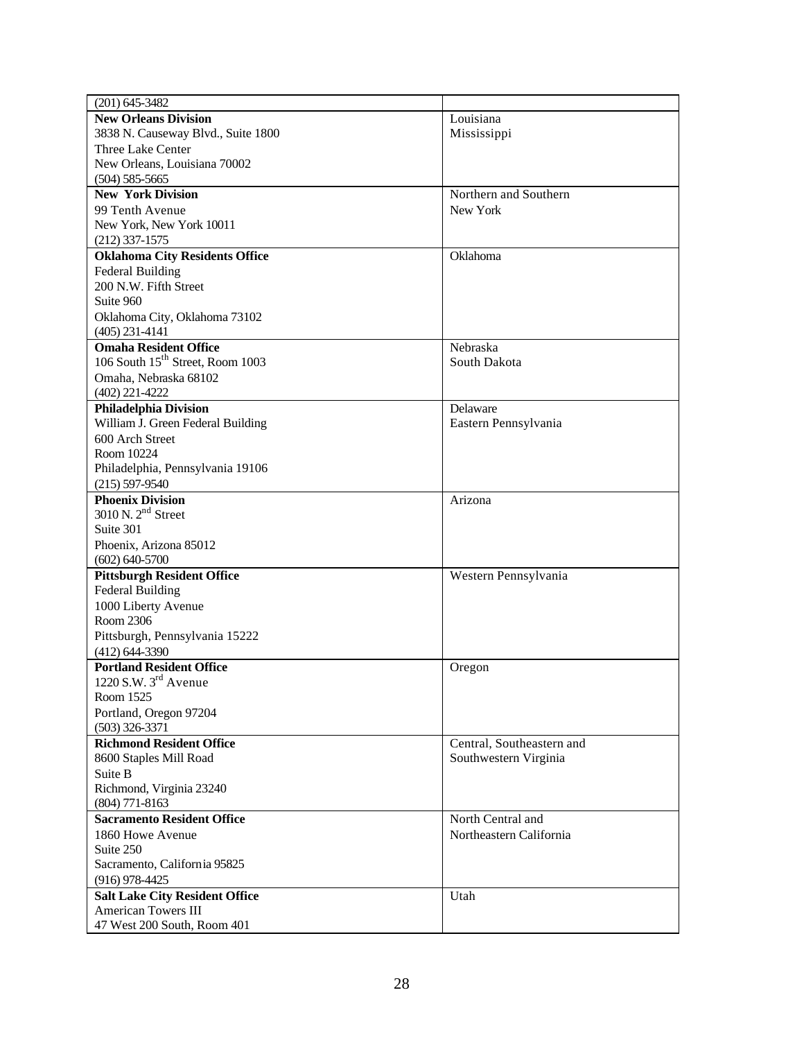| | |
|---|---|
| (201) 645-3482 | |
| **New Orleans Division**<br>3838 N. Causeway Blvd., Suite 1800<br>Three Lake Center<br>New Orleans, Louisiana 70002<br>(504) 585-5665 | Louisiana<br>Mississippi |
| **New York Division**<br>99 Tenth Avenue<br>New York, New York 10011<br>(212) 337-1575 | Northern and Southern<br>New York |
| **Oklahoma City Residents Office**<br>Federal Building<br>200 N.W. Fifth Street<br>Suite 960<br>Oklahoma City, Oklahoma 73102<br>(405) 231-4141 | Oklahoma |
| **Omaha Resident Office**<br>106 South 15th Street, Room 1003<br>Omaha, Nebraska 68102<br>(402) 221-4222 | Nebraska<br>South Dakota |
| **Philadelphia Division**<br>William J. Green Federal Building<br>600 Arch Street<br>Room 10224<br>Philadelphia, Pennsylvania 19106<br>(215) 597-9540 | Delaware<br>Eastern Pennsylvania |
| **Phoenix Division**<br>3010 N. 2nd Street<br>Suite 301<br>Phoenix, Arizona 85012<br>(602) 640-5700 | Arizona |
| **Pittsburgh Resident Office**<br>Federal Building<br>1000 Liberty Avenue<br>Room 2306<br>Pittsburgh, Pennsylvania 15222<br>(412) 644-3390 | Western Pennsylvania |
| **Portland Resident Office**<br>1220 S.W. 3rd Avenue<br>Room 1525<br>Portland, Oregon 97204<br>(503) 326-3371 | Oregon |
| **Richmond Resident Office**<br>8600 Staples Mill Road<br>Suite B<br>Richmond, Virginia 23240<br>(804) 771-8163 | Central, Southeastern and<br>Southwestern Virginia |
| **Sacramento Resident Office**<br>1860 Howe Avenue<br>Suite 250<br>Sacramento, California 95825<br>(916) 978-4425 | North Central and<br>Northeastern California |
| **Salt Lake City Resident Office**<br>American Towers III<br>47 West 200 South, Room 401 | Utah |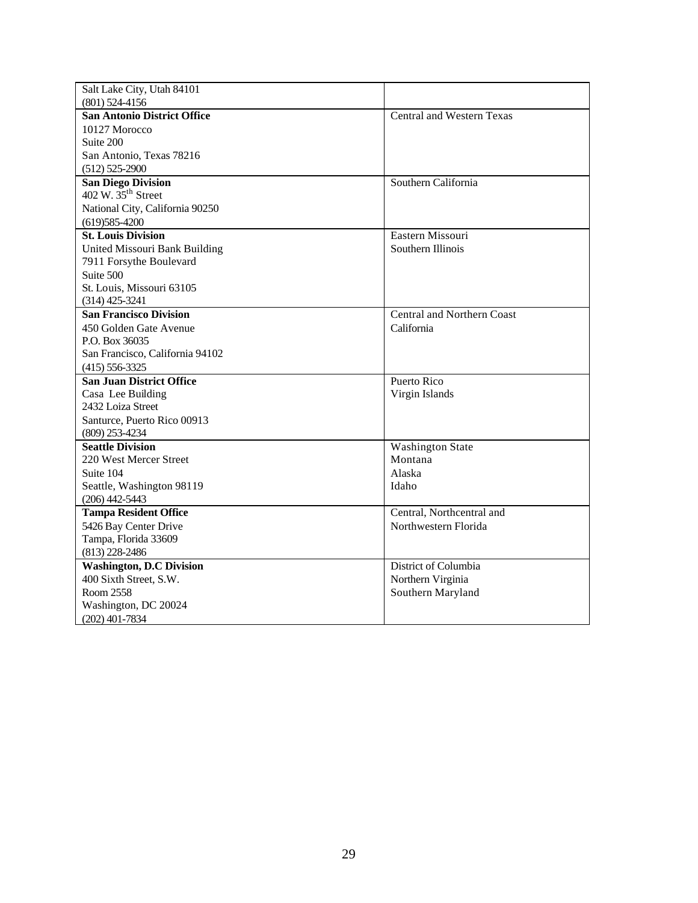| | |
|---|---|
| Salt Lake City, Utah 84101<br>(801) 524-4156 | |
| **San Antonio District Office**<br>10127 Morocco<br>Suite 200<br>San Antonio, Texas 78216<br>(512) 525-2900 | Central and Western Texas |
| **San Diego Division**<br>402 W. 35th Street<br>National City, California 90250<br>(619)585-4200 | Southern California |
| **St. Louis Division**<br>United Missouri Bank Building<br>7911 Forsythe Boulevard<br>Suite 500<br>St. Louis, Missouri 63105<br>(314) 425-3241 | Eastern Missouri<br>Southern Illinois |
| **San Francisco Division**<br>450 Golden Gate Avenue<br>P.O. Box 36035<br>San Francisco, California 94102<br>(415) 556-3325 | Central and Northern Coast<br>California |
| **San Juan District Office**<br>Casa Lee Building<br>2432 Loiza Street<br>Santurce, Puerto Rico 00913<br>(809) 253-4234 | Puerto Rico<br>Virgin Islands |
| **Seattle Division**<br>220 West Mercer Street<br>Suite 104<br>Seattle, Washington 98119<br>(206) 442-5443 | Washington State<br>Montana<br>Alaska<br>Idaho |
| **Tampa Resident Office**<br>5426 Bay Center Drive<br>Tampa, Florida 33609<br>(813) 228-2486 | Central, Northcentral and<br>Northwestern Florida |
| **Washington, D.C Division**<br>400 Sixth Street, S.W.<br>Room 2558<br>Washington, DC 20024<br>(202) 401-7834 | District of Columbia<br>Northern Virginia<br>Southern Maryland |